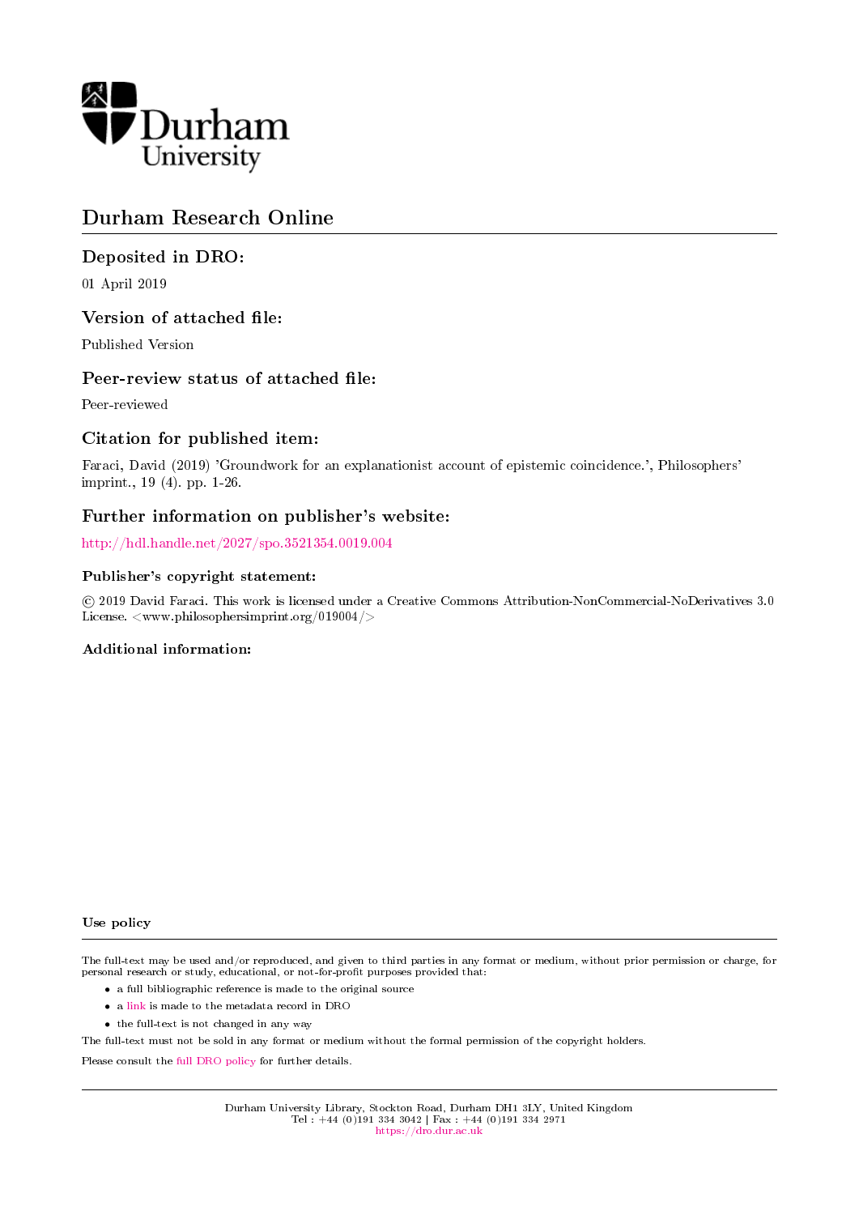Durham University

# Durham Research Online

## Deposited in DRO:

01 April 2019

## Version of attached file:

Published Version

## Peer-review status of attached file:

Peer-reviewed

## Citation for published item:

Faraci, David (2019) 'Groundwork for an explanationist account of epistemic coincidence.', Philosophers' imprint., 19 (4). pp. 1-26.

## Further information on publisher's website:

http://hdl.handle.net/2027/spo.3521354.0019.004

### Publisher's copyright statement:

© 2019 David Faraci. This work is licensed under a Creative Commons Attribution-NonCommercial-NoDerivatives 3.0 License. <www.philosophersimprint.org/019004/>

### Additional information:

### Use policy

The full-text may be used and/or reproduced, and given to third parties in any format or medium, without prior permission or charge, for personal research or study, educational, or not-for-profit purposes provided that:

- a full bibliographic reference is made to the original source
- a link is made to the metadata record in DRO
- the full-text is not changed in any way

The full-text must not be sold in any format or medium without the formal permission of the copyright holders.

Please consult the full DRO policy for further details.

Durham University Library, Stockton Road, Durham DH1 3LY, United Kingdom
Tel : +44 (0)191 334 3042 | Fax : +44 (0)191 334 2971
https://dro.dur.ac.uk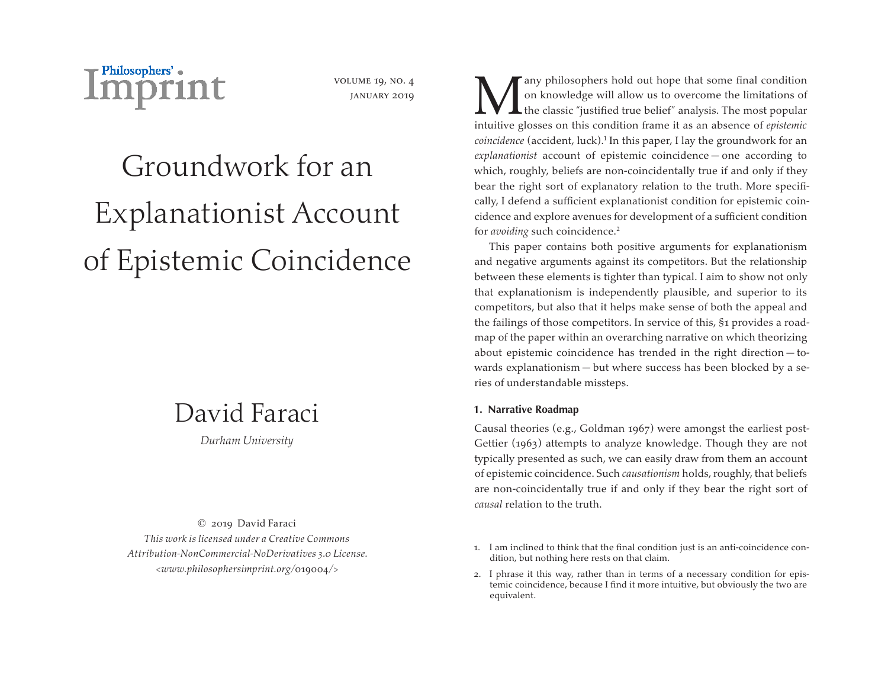# Groundwork for an Explanationist Account of Epistemic Coincidence

David Faraci

*Durham University*

© 2019 David Faraci
*This work is licensed under a Creative Commons Attribution-NonCommercial-NoDerivatives 3.0 License.*
*<www.philosophersimprint.org/019004/>*

Many philosophers hold out hope that some final condition on knowledge will allow us to overcome the limitations of the classic "justified true belief" analysis. The most popular intuitive glosses on this condition frame it as an absence of *epistemic coincidence* (accident, luck).[1] In this paper, I lay the groundwork for an *explanationist* account of epistemic coincidence — one according to which, roughly, beliefs are non-coincidentally true if and only if they bear the right sort of explanatory relation to the truth. More specifically, I defend a sufficient explanationist condition for epistemic coincidence and explore avenues for development of a sufficient condition for *avoiding* such coincidence.[2]

This paper contains both positive arguments for explanationism and negative arguments against its competitors. But the relationship between these elements is tighter than typical. I aim to show not only that explanationism is independently plausible, and superior to its competitors, but also that it helps make sense of both the appeal and the failings of those competitors. In service of this, §1 provides a roadmap of the paper within an overarching narrative on which theorizing about epistemic coincidence has trended in the right direction — towards explanationism — but where success has been blocked by a series of understandable missteps.

## 1. Narrative Roadmap

Causal theories (e.g., Goldman 1967) were amongst the earliest post-Gettier (1963) attempts to analyze knowledge. Though they are not typically presented as such, we can easily draw from them an account of epistemic coincidence. Such *causationism* holds, roughly, that beliefs are non-coincidentally true if and only if they bear the right sort of *causal* relation to the truth.

1. I am inclined to think that the final condition just is an anti-coincidence condition, but nothing here rests on that claim.

2. I phrase it this way, rather than in terms of a necessary condition for epistemic coincidence, because I find it more intuitive, but obviously the two are equivalent.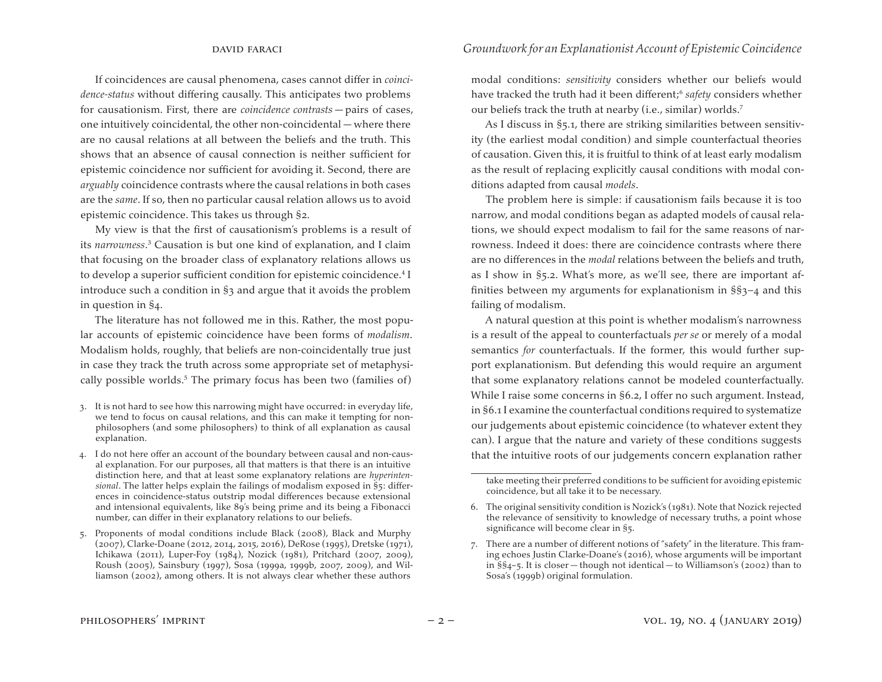If coincidences are causal phenomena, cases cannot differ in *coincidence-status* without differing causally. This anticipates two problems for causationism. First, there are *coincidence contrasts* — pairs of cases, one intuitively coincidental, the other non-coincidental — where there are no causal relations at all between the beliefs and the truth. This shows that an absence of causal connection is neither sufficient for epistemic coincidence nor sufficient for avoiding it. Second, there are *arguably* coincidence contrasts where the causal relations in both cases are the *same*. If so, then no particular causal relation allows us to avoid epistemic coincidence. This takes us through §2.

My view is that the first of causationism's problems is a result of its *narrowness*.[3] Causation is but one kind of explanation, and I claim that focusing on the broader class of explanatory relations allows us to develop a superior sufficient condition for epistemic coincidence.[4] I introduce such a condition in §3 and argue that it avoids the problem in question in §4.

The literature has not followed me in this. Rather, the most popular accounts of epistemic coincidence have been forms of *modalism*. Modalism holds, roughly, that beliefs are non-coincidentally true just in case they track the truth across some appropriate set of metaphysically possible worlds.[5] The primary focus has been two (families of) modal conditions: *sensitivity* considers whether our beliefs would have tracked the truth had it been different;[6] *safety* considers whether our beliefs track the truth at nearby (i.e., similar) worlds.[7]

As I discuss in §5.1, there are striking similarities between sensitivity (the earliest modal condition) and simple counterfactual theories of causation. Given this, it is fruitful to think of at least early modalism as the result of replacing explicitly causal conditions with modal conditions adapted from causal *models*.

The problem here is simple: if causationism fails because it is too narrow, and modal conditions began as adapted models of causal relations, we should expect modalism to fail for the same reasons of narrowness. Indeed it does: there are coincidence contrasts where there are no differences in the *modal* relations between the beliefs and truth, as I show in §5.2. What's more, as we'll see, there are important affinities between my arguments for explanationism in §§3–4 and this failing of modalism.

A natural question at this point is whether modalism's narrowness is a result of the appeal to counterfactuals *per se* or merely of a modal semantics *for* counterfactuals. If the former, this would further support explanationism. But defending this would require an argument that some explanatory relations cannot be modeled counterfactually. While I raise some concerns in §6.2, I offer no such argument. Instead, in §6.1 I examine the counterfactual conditions required to systematize our judgements about epistemic coincidence (to whatever extent they can). I argue that the nature and variety of these conditions suggests that the intuitive roots of our judgements concern explanation rather

---

3. It is not hard to see how this narrowing might have occurred: in everyday life, we tend to focus on causal relations, and this can make it tempting for non-philosophers (and some philosophers) to think of all explanation as causal explanation.

4. I do not here offer an account of the boundary between causal and non-causal explanation. For our purposes, all that matters is that there is an intuitive distinction here, and that at least some explanatory relations are *hyperintensional*. The latter helps explain the failings of modalism exposed in §5: differences in coincidence-status outstrip modal differences because extensional and intensional equivalents, like 89's being prime and its being a Fibonacci number, can differ in their explanatory relations to our beliefs.

5. Proponents of modal conditions include Black (2008), Black and Murphy (2007), Clarke-Doane (2012, 2014, 2015, 2016), DeRose (1995), Dretske (1971), Ichikawa (2011), Luper-Foy (1984), Nozick (1981), Pritchard (2007, 2009), Roush (2005), Sainsbury (1997), Sosa (1999a, 1999b, 2007, 2009), and Williamson (2002), among others. It is not always clear whether these authors take meeting their preferred conditions to be sufficient for avoiding epistemic coincidence, but all take it to be necessary.

6. The original sensitivity condition is Nozick's (1981). Note that Nozick rejected the relevance of sensitivity to knowledge of necessary truths, a point whose significance will become clear in §5.

7. There are a number of different notions of "safety" in the literature. This framing echoes Justin Clarke-Doane's (2016), whose arguments will be important in §§4–5. It is closer — though not identical — to Williamson's (2002) than to Sosa's (1999b) original formulation.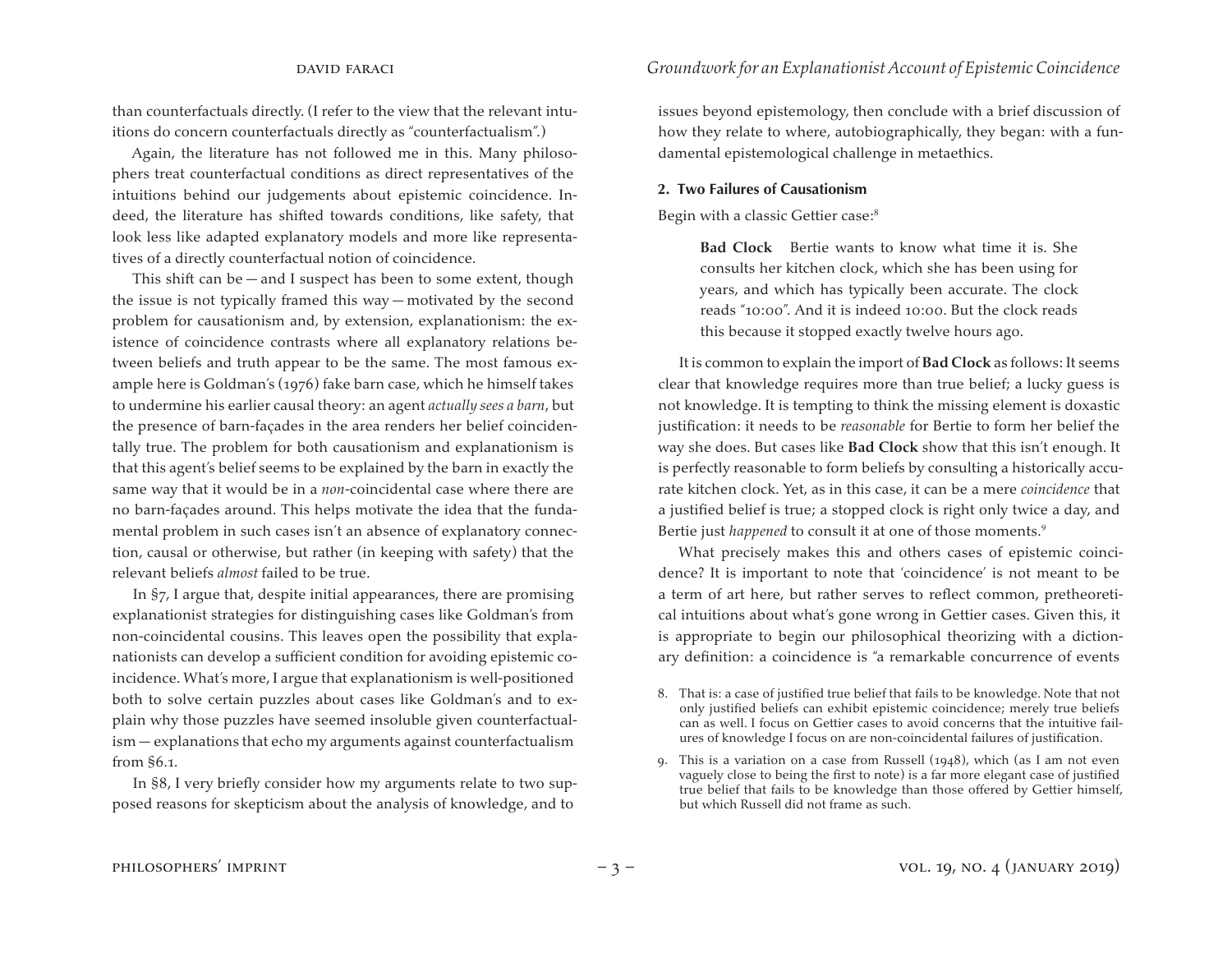than counterfactuals directly. (I refer to the view that the relevant intuitions do concern counterfactuals directly as "counterfactualism".)

Again, the literature has not followed me in this. Many philosophers treat counterfactual conditions as direct representatives of the intuitions behind our judgements about epistemic coincidence. Indeed, the literature has shifted towards conditions, like safety, that look less like adapted explanatory models and more like representatives of a directly counterfactual notion of coincidence.

This shift can be — and I suspect has been to some extent, though the issue is not typically framed this way — motivated by the second problem for causationism and, by extension, explanationism: the existence of coincidence contrasts where all explanatory relations between beliefs and truth appear to be the same. The most famous example here is Goldman's (1976) fake barn case, which he himself takes to undermine his earlier causal theory: an agent *actually sees a barn*, but the presence of barn-façades in the area renders her belief coincidentally true. The problem for both causationism and explanationism is that this agent's belief seems to be explained by the barn in exactly the same way that it would be in a *non*-coincidental case where there are no barn-façades around. This helps motivate the idea that the fundamental problem in such cases isn't an absence of explanatory connection, causal or otherwise, but rather (in keeping with safety) that the relevant beliefs *almost* failed to be true.

In §7, I argue that, despite initial appearances, there are promising explanationist strategies for distinguishing cases like Goldman's from non-coincidental cousins. This leaves open the possibility that explanationists can develop a sufficient condition for avoiding epistemic coincidence. What's more, I argue that explanationism is well-positioned both to solve certain puzzles about cases like Goldman's and to explain why those puzzles have seemed insoluble given counterfactualism — explanations that echo my arguments against counterfactualism from §6.1.

In §8, I very briefly consider how my arguments relate to two supposed reasons for skepticism about the analysis of knowledge, and to issues beyond epistemology, then conclude with a brief discussion of how they relate to where, autobiographically, they began: with a fundamental epistemological challenge in metaethics.

## 2. Two Failures of Causationism

Begin with a classic Gettier case:[8]

> **Bad Clock** Bertie wants to know what time it is. She consults her kitchen clock, which she has been using for years, and which has typically been accurate. The clock reads "10:00". And it is indeed 10:00. But the clock reads this because it stopped exactly twelve hours ago.

It is common to explain the import of **Bad Clock** as follows: It seems clear that knowledge requires more than true belief; a lucky guess is not knowledge. It is tempting to think the missing element is doxastic justification: it needs to be *reasonable* for Bertie to form her belief the way she does. But cases like **Bad Clock** show that this isn't enough. It is perfectly reasonable to form beliefs by consulting a historically accurate kitchen clock. Yet, as in this case, it can be a mere *coincidence* that a justified belief is true; a stopped clock is right only twice a day, and Bertie just *happened* to consult it at one of those moments.[9]

What precisely makes this and others cases of epistemic coincidence? It is important to note that 'coincidence' is not meant to be a term of art here, but rather serves to reflect common, pretheoretical intuitions about what's gone wrong in Gettier cases. Given this, it is appropriate to begin our philosophical theorizing with a dictionary definition: a coincidence is "a remarkable concurrence of events

8. That is: a case of justified true belief that fails to be knowledge. Note that not only justified beliefs can exhibit epistemic coincidence; merely true beliefs can as well. I focus on Gettier cases to avoid concerns that the intuitive failures of knowledge I focus on are non-coincidental failures of justification.

9. This is a variation on a case from Russell (1948), which (as I am not even vaguely close to being the first to note) is a far more elegant case of justified true belief that fails to be knowledge than those offered by Gettier himself, but which Russell did not frame as such.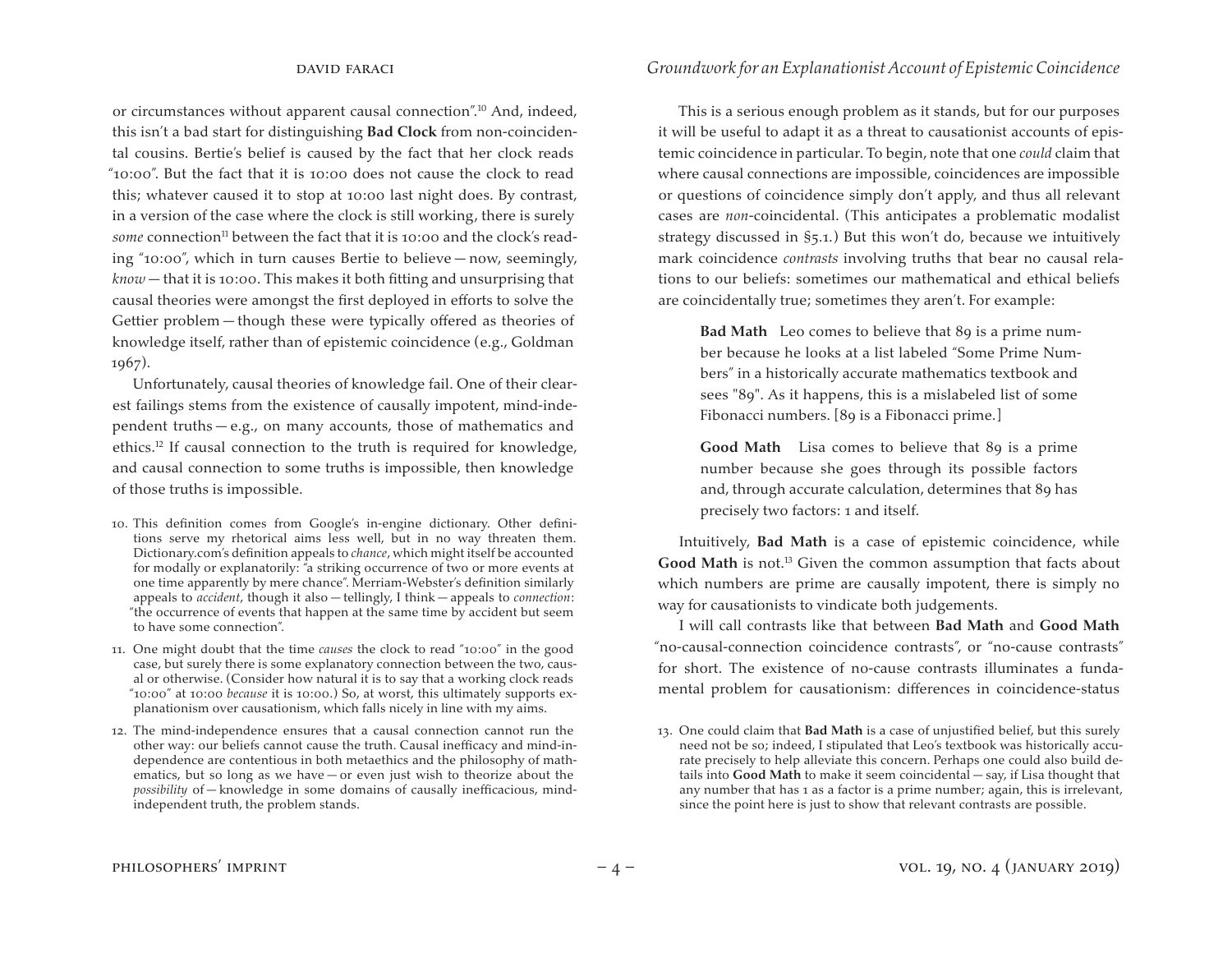or circumstances without apparent causal connection".[10] And, indeed, this isn't a bad start for distinguishing **Bad Clock** from non-coincidental cousins. Bertie's belief is caused by the fact that her clock reads "10:00". But the fact that it is 10:00 does not cause the clock to read this; whatever caused it to stop at 10:00 last night does. By contrast, in a version of the case where the clock is still working, there is surely *some* connection[11] between the fact that it is 10:00 and the clock's reading "10:00", which in turn causes Bertie to believe — now, seemingly, *know* — that it is 10:00. This makes it both fitting and unsurprising that causal theories were amongst the first deployed in efforts to solve the Gettier problem — though these were typically offered as theories of knowledge itself, rather than of epistemic coincidence (e.g., Goldman 1967).

Unfortunately, causal theories of knowledge fail. One of their clearest failings stems from the existence of causally impotent, mind-independent truths — e.g., on many accounts, those of mathematics and ethics.[12] If causal connection to the truth is required for knowledge, and causal connection to some truths is impossible, then knowledge of those truths is impossible.

This is a serious enough problem as it stands, but for our purposes it will be useful to adapt it as a threat to causationist accounts of epistemic coincidence in particular. To begin, note that one *could* claim that where causal connections are impossible, coincidences are impossible or questions of coincidence simply don't apply, and thus all relevant cases are *non*-coincidental. (This anticipates a problematic modalist strategy discussed in §5.1.) But this won't do, because we intuitively mark coincidence *contrasts* involving truths that bear no causal relations to our beliefs: sometimes our mathematical and ethical beliefs are coincidentally true; sometimes they aren't. For example:

> **Bad Math** Leo comes to believe that 89 is a prime number because he looks at a list labeled "Some Prime Numbers" in a historically accurate mathematics textbook and sees "89". As it happens, this is a mislabeled list of some Fibonacci numbers. [89 is a Fibonacci prime.]

> **Good Math** Lisa comes to believe that 89 is a prime number because she goes through its possible factors and, through accurate calculation, determines that 89 has precisely two factors: 1 and itself.

Intuitively, **Bad Math** is a case of epistemic coincidence, while **Good Math** is not.[13] Given the common assumption that facts about which numbers are prime are causally impotent, there is simply no way for causationists to vindicate both judgements.

I will call contrasts like that between **Bad Math** and **Good Math** "no-causal-connection coincidence contrasts", or "no-cause contrasts" for short. The existence of no-cause contrasts illuminates a fundamental problem for causationism: differences in coincidence-status

---

10. This definition comes from Google's in-engine dictionary. Other definitions serve my rhetorical aims less well, but in no way threaten them. Dictionary.com's definition appeals to *chance*, which might itself be accounted for modally or explanatorily: "a striking occurrence of two or more events at one time apparently by mere chance". Merriam-Webster's definition similarly appeals to *accident*, though it also — tellingly, I think — appeals to *connection*: "the occurrence of events that happen at the same time by accident but seem to have some connection".

11. One might doubt that the time *causes* the clock to read "10:00" in the good case, but surely there is some explanatory connection between the two, causal or otherwise. (Consider how natural it is to say that a working clock reads "10:00" at 10:00 *because* it is 10:00.) So, at worst, this ultimately supports explanationism over causationism, which falls nicely in line with my aims.

12. The mind-independence ensures that a causal connection cannot run the other way: our beliefs cannot cause the truth. Causal inefficacy and mind-independence are contentious in both metaethics and the philosophy of mathematics, but so long as we have — or even just wish to theorize about the *possibility* of — knowledge in some domains of causally inefficacious, mind-independent truth, the problem stands.

13. One could claim that **Bad Math** is a case of unjustified belief, but this surely need not be so; indeed, I stipulated that Leo's textbook was historically accurate precisely to help alleviate this concern. Perhaps one could also build details into **Good Math** to make it seem coincidental — say, if Lisa thought that any number that has 1 as a factor is a prime number; again, this is irrelevant, since the point here is just to show that relevant contrasts are possible.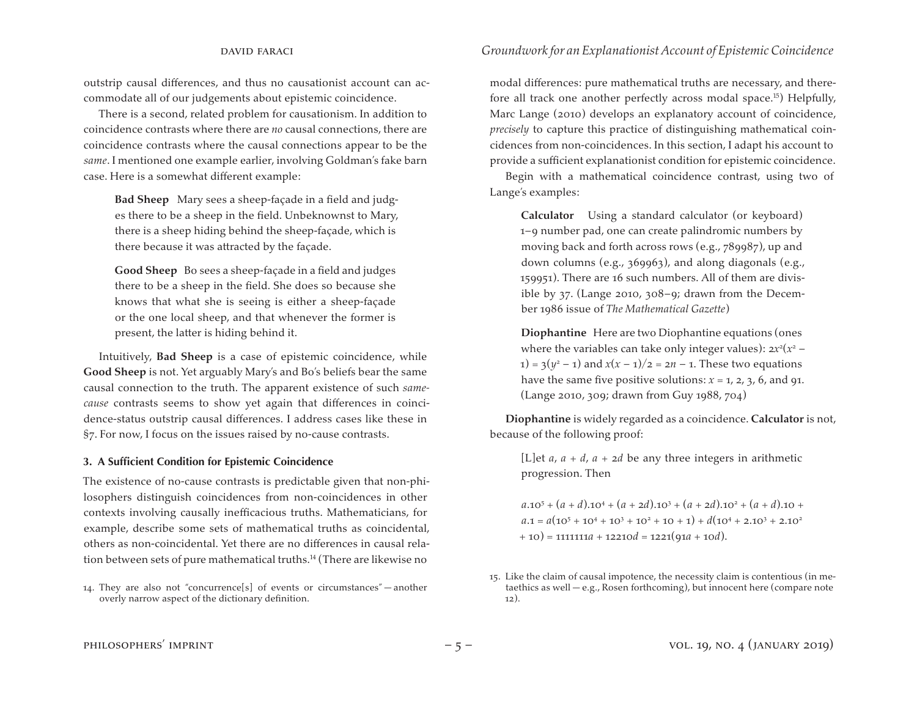outstrip causal differences, and thus no causationist account can accommodate all of our judgements about epistemic coincidence.

There is a second, related problem for causationism. In addition to coincidence contrasts where there are *no* causal connections, there are coincidence contrasts where the causal connections appear to be the *same*. I mentioned one example earlier, involving Goldman's fake barn case. Here is a somewhat different example:

> **Bad Sheep** Mary sees a sheep-façade in a field and judges there to be a sheep in the field. Unbeknownst to Mary, there is a sheep hiding behind the sheep-façade, which is there because it was attracted by the façade.

> **Good Sheep** Bo sees a sheep-façade in a field and judges there to be a sheep in the field. She does so because she knows that what she is seeing is either a sheep-façade or the one local sheep, and that whenever the former is present, the latter is hiding behind it.

Intuitively, **Bad Sheep** is a case of epistemic coincidence, while **Good Sheep** is not. Yet arguably Mary's and Bo's beliefs bear the same causal connection to the truth. The apparent existence of such *same-cause* contrasts seems to show yet again that differences in coincidence-status outstrip causal differences. I address cases like these in §7. For now, I focus on the issues raised by no-cause contrasts.

### 3. A Sufficient Condition for Epistemic Coincidence

The existence of no-cause contrasts is predictable given that non-philosophers distinguish coincidences from non-coincidences in other contexts involving causally inefficacious truths. Mathematicians, for example, describe some sets of mathematical truths as coincidental, others as non-coincidental. Yet there are no differences in causal relation between sets of pure mathematical truths.[14] (There are likewise no modal differences: pure mathematical truths are necessary, and therefore all track one another perfectly across modal space.[15]) Helpfully, Marc Lange (2010) develops an explanatory account of coincidence, *precisely* to capture this practice of distinguishing mathematical coincidences from non-coincidences. In this section, I adapt his account to provide a sufficient explanationist condition for epistemic coincidence.

Begin with a mathematical coincidence contrast, using two of Lange's examples:

> **Calculator** Using a standard calculator (or keyboard) 1–9 number pad, one can create palindromic numbers by moving back and forth across rows (e.g., 789987), up and down columns (e.g., 369963), and along diagonals (e.g., 159951). There are 16 such numbers. All of them are divisible by 37. (Lange 2010, 308–9; drawn from the December 1986 issue of *The Mathematical Gazette*)

> **Diophantine** Here are two Diophantine equations (ones where the variables can take only integer values): $2x^2(x^2 - 1) = 3(y^2 - 1)$ and $x(x - 1)/2 = 2n - 1$. These two equations have the same five positive solutions: $x = 1, 2, 3, 6$, and $91$. (Lange 2010, 309; drawn from Guy 1988, 704)

**Diophantine** is widely regarded as a coincidence. **Calculator** is not, because of the following proof:

> [L]et $a$, $a + d$, $a + 2d$ be any three integers in arithmetic progression. Then
>
> $a.10^5 + (a + d).10^4 + (a + 2d).10^3 + (a + 2d).10^2 + (a + d).10 + a.1 = a(10^5 + 10^4 + 10^3 + 10^2 + 10 + 1) + d(10^4 + 2.10^3 + 2.10^2 + 10) = 111111a + 12210d = 1221(91a + 10d)$.

14. They are also not "concurrence[s] of events or circumstances" — another overly narrow aspect of the dictionary definition.

15. Like the claim of causal impotence, the necessity claim is contentious (in metaethics as well — e.g., Rosen forthcoming), but innocent here (compare note 12).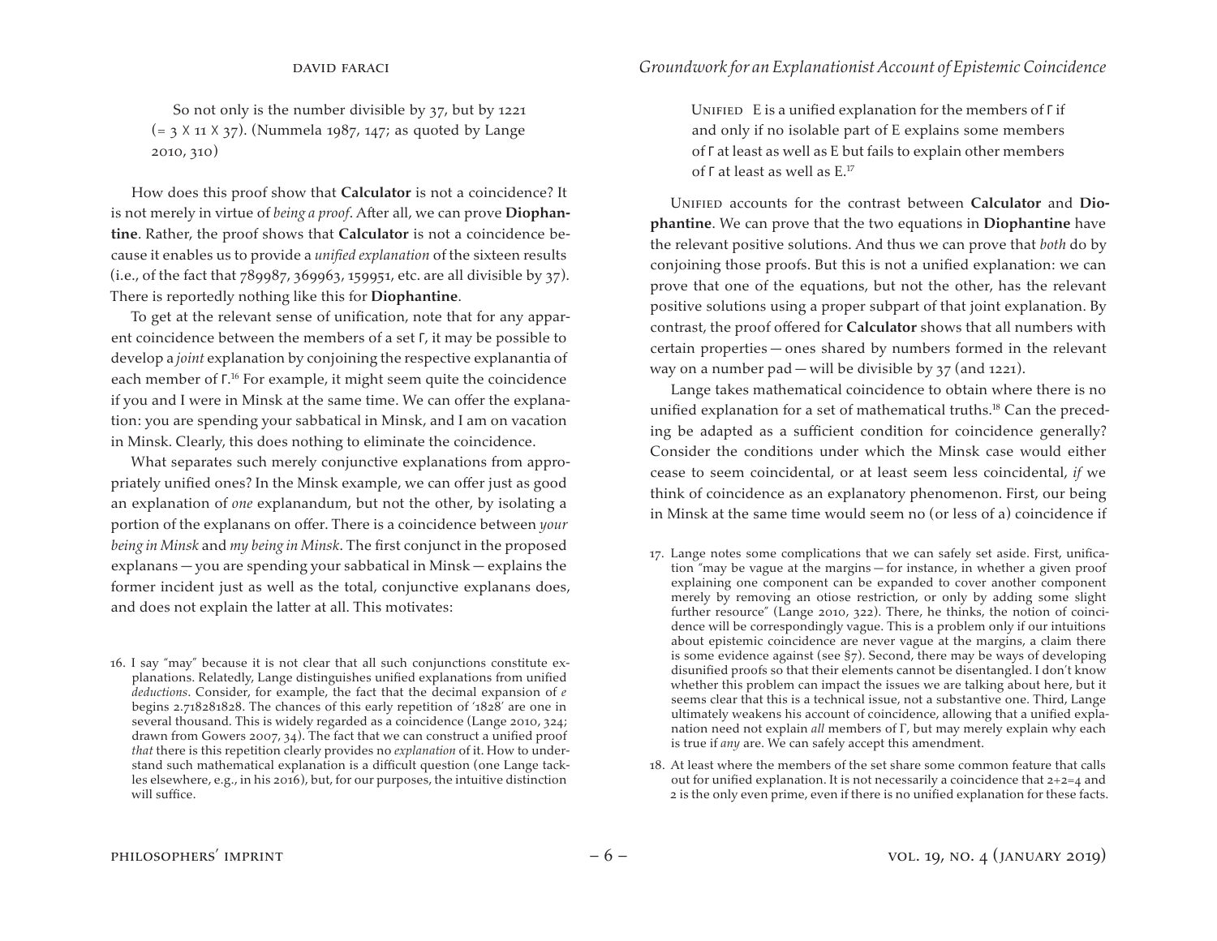So not only is the number divisible by 37, but by 1221 (= 3 X 11 X 37). (Nummela 1987, 147; as quoted by Lange 2010, 310)

How does this proof show that **Calculator** is not a coincidence? It is not merely in virtue of *being a proof*. After all, we can prove **Diophantine**. Rather, the proof shows that **Calculator** is not a coincidence because it enables us to provide a *unified explanation* of the sixteen results (i.e., of the fact that 789987, 369963, 159951, etc. are all divisible by 37). There is reportedly nothing like this for **Diophantine**.

To get at the relevant sense of unification, note that for any apparent coincidence between the members of a set Γ, it may be possible to develop a *joint* explanation by conjoining the respective explanantia of each member of Γ.[16] For example, it might seem quite the coincidence if you and I were in Minsk at the same time. We can offer the explanation: you are spending your sabbatical in Minsk, and I am on vacation in Minsk. Clearly, this does nothing to eliminate the coincidence.

What separates such merely conjunctive explanations from appropriately unified ones? In the Minsk example, we can offer just as good an explanation of *one* explanandum, but not the other, by isolating a portion of the explanans on offer. There is a coincidence between *your being in Minsk* and *my being in Minsk*. The first conjunct in the proposed explanans — you are spending your sabbatical in Minsk — explains the former incident just as well as the total, conjunctive explanans does, and does not explain the latter at all. This motivates:

> UNIFIED E is a unified explanation for the members of Γ if and only if no isolable part of E explains some members of Γ at least as well as E but fails to explain other members of Γ at least as well as E.[17]

UNIFIED accounts for the contrast between **Calculator** and **Diophantine**. We can prove that the two equations in **Diophantine** have the relevant positive solutions. And thus we can prove that *both* do by conjoining those proofs. But this is not a unified explanation: we can prove that one of the equations, but not the other, has the relevant positive solutions using a proper subpart of that joint explanation. By contrast, the proof offered for **Calculator** shows that all numbers with certain properties — ones shared by numbers formed in the relevant way on a number pad — will be divisible by 37 (and 1221).

Lange takes mathematical coincidence to obtain where there is no unified explanation for a set of mathematical truths.[18] Can the preceding be adapted as a sufficient condition for coincidence generally? Consider the conditions under which the Minsk case would either cease to seem coincidental, or at least seem less coincidental, *if* we think of coincidence as an explanatory phenomenon. First, our being in Minsk at the same time would seem no (or less of a) coincidence if

16. I say "may" because it is not clear that all such conjunctions constitute explanations. Relatedly, Lange distinguishes unified explanations from unified *deductions*. Consider, for example, the fact that the decimal expansion of *e* begins 2.718281828. The chances of this early repetition of '1828' are one in several thousand. This is widely regarded as a coincidence (Lange 2010, 324; drawn from Gowers 2007, 34). The fact that we can construct a unified proof *that* there is this repetition clearly provides no *explanation* of it. How to understand such mathematical explanation is a difficult question (one Lange tackles elsewhere, e.g., in his 2016), but, for our purposes, the intuitive distinction will suffice.

17. Lange notes some complications that we can safely set aside. First, unification "may be vague at the margins — for instance, in whether a given proof explaining one component can be expanded to cover another component merely by removing an otiose restriction, or only by adding some slight further resource" (Lange 2010, 322). There, he thinks, the notion of coincidence will be correspondingly vague. This is a problem only if our intuitions about epistemic coincidence are never vague at the margins, a claim there is some evidence against (see §7). Second, there may be ways of developing disunified proofs so that their elements cannot be disentangled. I don't know whether this problem can impact the issues we are talking about here, but it seems clear that this is a technical issue, not a substantive one. Third, Lange ultimately weakens his account of coincidence, allowing that a unified explanation need not explain *all* members of Γ, but may merely explain why each is true if *any* are. We can safely accept this amendment.

18. At least where the members of the set share some common feature that calls out for unified explanation. It is not necessarily a coincidence that 2+2=4 and 2 is the only even prime, even if there is no unified explanation for these facts.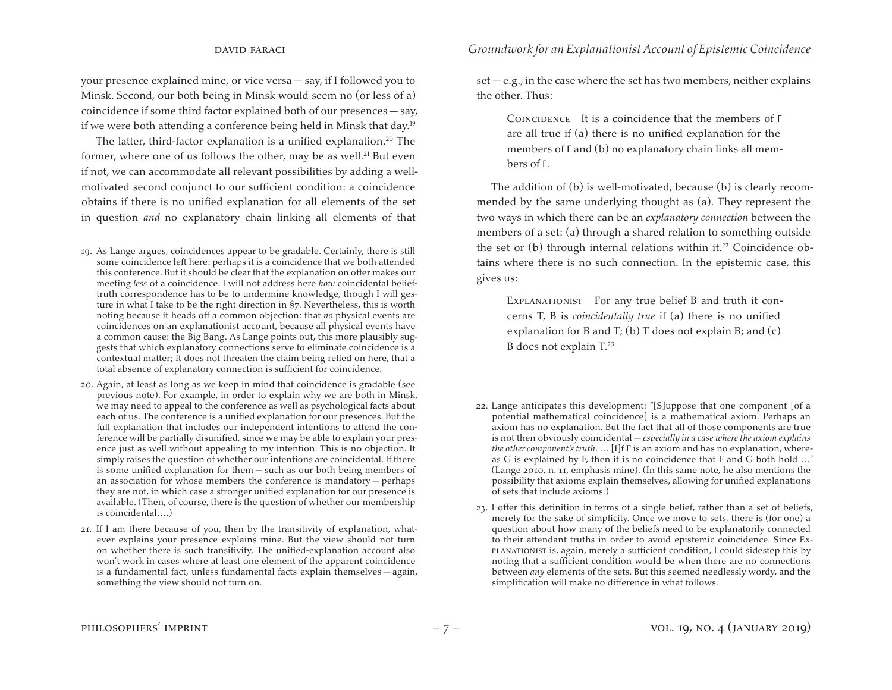your presence explained mine, or vice versa — say, if I followed you to Minsk. Second, our both being in Minsk would seem no (or less of a) coincidence if some third factor explained both of our presences — say, if we were both attending a conference being held in Minsk that day.[19]

The latter, third-factor explanation is a unified explanation.[20] The former, where one of us follows the other, may be as well.[21] But even if not, we can accommodate all relevant possibilities by adding a well-motivated second conjunct to our sufficient condition: a coincidence obtains if there is no unified explanation for all elements of the set in question *and* no explanatory chain linking all elements of that set — e.g., in the case where the set has two members, neither explains the other. Thus:

> Coincidence It is a coincidence that the members of Γ are all true if (a) there is no unified explanation for the members of Γ and (b) no explanatory chain links all members of Γ.

The addition of (b) is well-motivated, because (b) is clearly recommended by the same underlying thought as (a). They represent the two ways in which there can be an *explanatory connection* between the members of a set: (a) through a shared relation to something outside the set or (b) through internal relations within it.[22] Coincidence obtains where there is no such connection. In the epistemic case, this gives us:

> Explanationist For any true belief B and truth it concerns T, B is *coincidentally true* if (a) there is no unified explanation for B and T; (b) T does not explain B; and (c) B does not explain T.[23]

19. As Lange argues, coincidences appear to be gradable. Certainly, there is still some coincidence left here: perhaps it is a coincidence that we both attended this conference. But it should be clear that the explanation on offer makes our meeting *less* of a coincidence. I will not address here *how* coincidental belief-truth correspondence has to be to undermine knowledge, though I will gesture in what I take to be the right direction in §7. Nevertheless, this is worth noting because it heads off a common objection: that *no* physical events are coincidences on an explanationist account, because all physical events have a common cause: the Big Bang. As Lange points out, this more plausibly suggests that which explanatory connections serve to eliminate coincidence is a contextual matter; it does not threaten the claim being relied on here, that a total absence of explanatory connection is sufficient for coincidence.

20. Again, at least as long as we keep in mind that coincidence is gradable (see previous note). For example, in order to explain why we are both in Minsk, we may need to appeal to the conference as well as psychological facts about each of us. The conference is a unified explanation for our presences. But the full explanation that includes our independent intentions to attend the conference will be partially disunified, since we may be able to explain your presence just as well without appealing to my intention. This is no objection. It simply raises the question of whether our intentions are coincidental. If there is some unified explanation for them — such as our both being members of an association for whose members the conference is mandatory — perhaps they are not, in which case a stronger unified explanation for our presence is available. (Then, of course, there is the question of whether our membership is coincidental….)

21. If I am there because of you, then by the transitivity of explanation, whatever explains your presence explains mine. But the view should not turn on whether there is such transitivity. The unified-explanation account also won't work in cases where at least one element of the apparent coincidence is a fundamental fact, unless fundamental facts explain themselves — again, something the view should not turn on.

22. Lange anticipates this development: "[S]uppose that one component [of a potential mathematical coincidence] is a mathematical axiom. Perhaps an axiom has no explanation. But the fact that all of those components are true is not then obviously coincidental — *especially in a case where the axiom explains the other component's truth*. … [I]f F is an axiom and has no explanation, whereas G is explained by F, then it is no coincidence that F and G both hold …" (Lange 2010, n. 11, emphasis mine). (In this same note, he also mentions the possibility that axioms explain themselves, allowing for unified explanations of sets that include axioms.)

23. I offer this definition in terms of a single belief, rather than a set of beliefs, merely for the sake of simplicity. Once we move to sets, there is (for one) a question about how many of the beliefs need to be explanatorily connected to their attendant truths in order to avoid epistemic coincidence. Since Explanationist is, again, merely a sufficient condition, I could sidestep this by noting that a sufficient condition would be when there are no connections between *any* elements of the sets. But this seemed needlessly wordy, and the simplification will make no difference in what follows.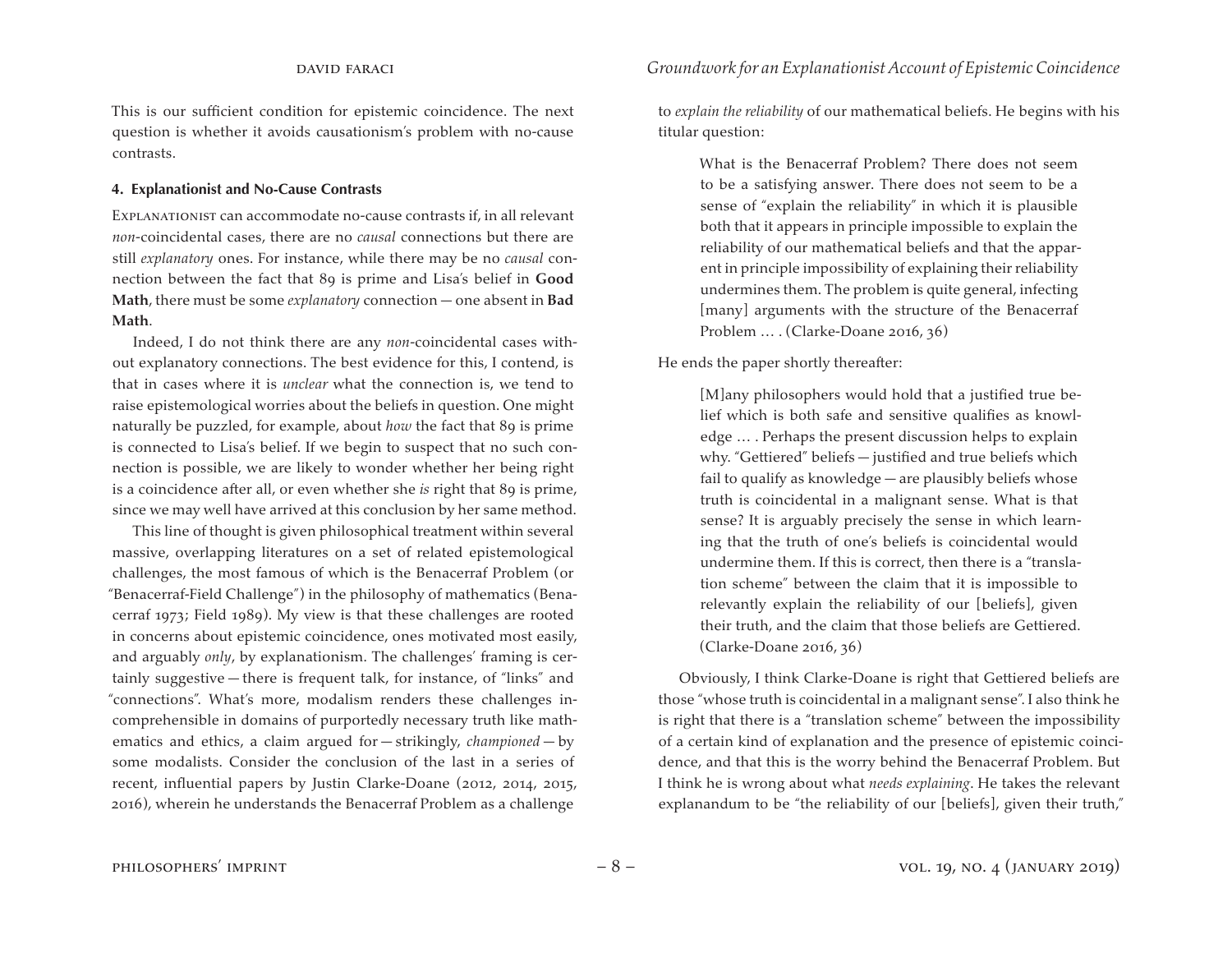This is our sufficient condition for epistemic coincidence. The next question is whether it avoids causationism's problem with no-cause contrasts.

#### 4. Explanationist and No-Cause Contrasts

Explanationist can accommodate no-cause contrasts if, in all relevant *non*-coincidental cases, there are no *causal* connections but there are still *explanatory* ones. For instance, while there may be no *causal* connection between the fact that 89 is prime and Lisa's belief in **Good Math**, there must be some *explanatory* connection — one absent in **Bad Math**.

Indeed, I do not think there are any *non*-coincidental cases without explanatory connections. The best evidence for this, I contend, is that in cases where it is *unclear* what the connection is, we tend to raise epistemological worries about the beliefs in question. One might naturally be puzzled, for example, about *how* the fact that 89 is prime is connected to Lisa's belief. If we begin to suspect that no such connection is possible, we are likely to wonder whether her being right is a coincidence after all, or even whether she *is* right that 89 is prime, since we may well have arrived at this conclusion by her same method.

This line of thought is given philosophical treatment within several massive, overlapping literatures on a set of related epistemological challenges, the most famous of which is the Benacerraf Problem (or "Benacerraf-Field Challenge") in the philosophy of mathematics (Benacerraf 1973; Field 1989). My view is that these challenges are rooted in concerns about epistemic coincidence, ones motivated most easily, and arguably *only*, by explanationism. The challenges' framing is certainly suggestive — there is frequent talk, for instance, of "links" and "connections". What's more, modalism renders these challenges incomprehensible in domains of purportedly necessary truth like mathematics and ethics, a claim argued for — strikingly, *championed* — by some modalists. Consider the conclusion of the last in a series of recent, influential papers by Justin Clarke-Doane (2012, 2014, 2015, 2016), wherein he understands the Benacerraf Problem as a challenge to *explain the reliability* of our mathematical beliefs. He begins with his titular question:

> What is the Benacerraf Problem? There does not seem to be a satisfying answer. There does not seem to be a sense of "explain the reliability" in which it is plausible both that it appears in principle impossible to explain the reliability of our mathematical beliefs and that the apparent in principle impossibility of explaining their reliability undermines them. The problem is quite general, infecting [many] arguments with the structure of the Benacerraf Problem … . (Clarke-Doane 2016, 36)

He ends the paper shortly thereafter:

> [M]any philosophers would hold that a justified true belief which is both safe and sensitive qualifies as knowledge … . Perhaps the present discussion helps to explain why. "Gettiered" beliefs — justified and true beliefs which fail to qualify as knowledge — are plausibly beliefs whose truth is coincidental in a malignant sense. What is that sense? It is arguably precisely the sense in which learning that the truth of one's beliefs is coincidental would undermine them. If this is correct, then there is a "translation scheme" between the claim that it is impossible to relevantly explain the reliability of our [beliefs], given their truth, and the claim that those beliefs are Gettiered. (Clarke-Doane 2016, 36)

Obviously, I think Clarke-Doane is right that Gettiered beliefs are those "whose truth is coincidental in a malignant sense". I also think he is right that there is a "translation scheme" between the impossibility of a certain kind of explanation and the presence of epistemic coincidence, and that this is the worry behind the Benacerraf Problem. But I think he is wrong about what *needs explaining*. He takes the relevant explanandum to be "the reliability of our [beliefs], given their truth,"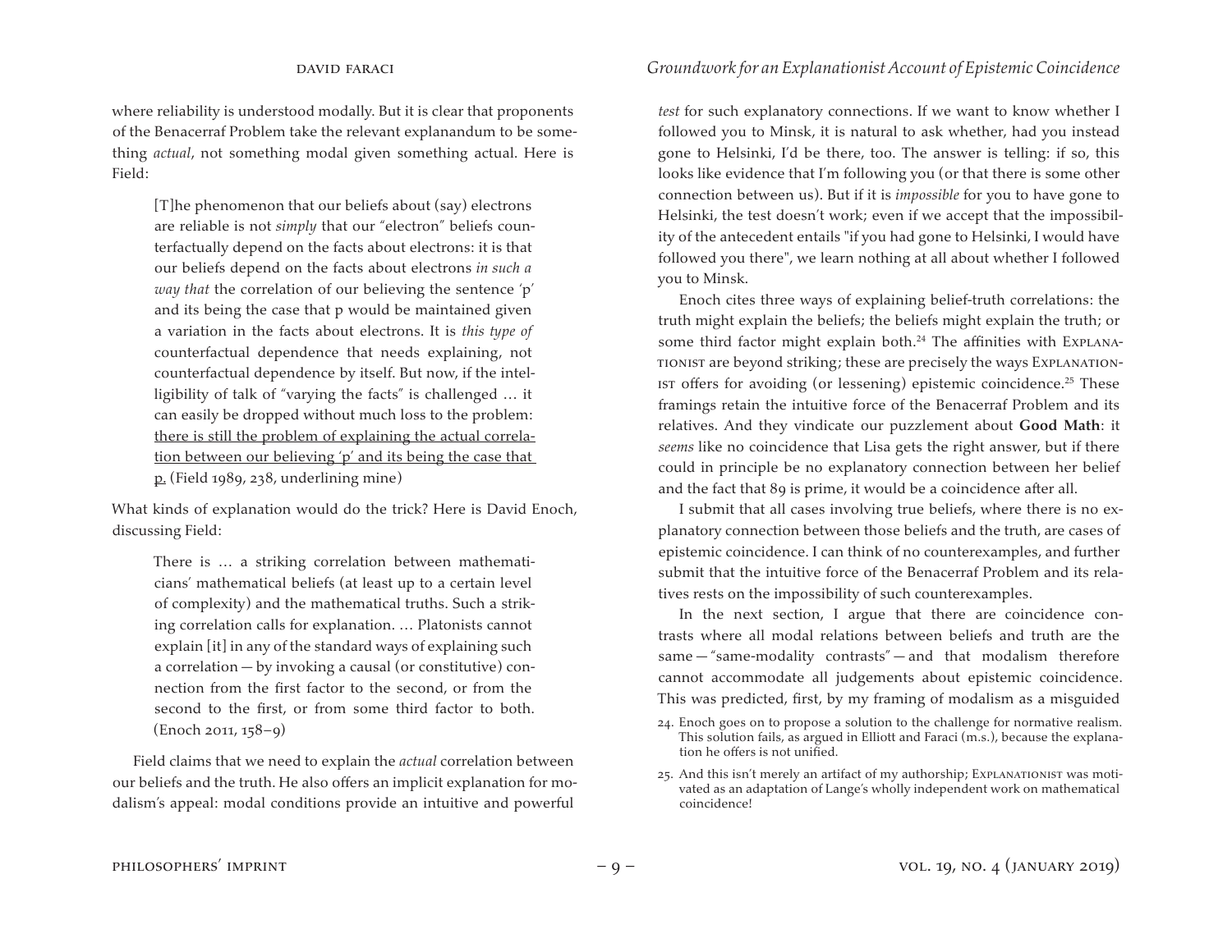where reliability is understood modally. But it is clear that proponents of the Benacerraf Problem take the relevant explanandum to be something *actual*, not something modal given something actual. Here is Field:

> [T]he phenomenon that our beliefs about (say) electrons are reliable is not *simply* that our "electron" beliefs counterfactually depend on the facts about electrons: it is that our beliefs depend on the facts about electrons *in such a way that* the correlation of our believing the sentence 'p' and its being the case that p would be maintained given a variation in the facts about electrons. It is *this type of* counterfactual dependence that needs explaining, not counterfactual dependence by itself. But now, if the intelligibility of talk of "varying the facts" is challenged … it can easily be dropped without much loss to the problem: <u>there is still the problem of explaining the actual correlation between our believing 'p' and its being the case that p.</u> (Field 1989, 238, underlining mine)

What kinds of explanation would do the trick? Here is David Enoch, discussing Field:

> There is … a striking correlation between mathematicians' mathematical beliefs (at least up to a certain level of complexity) and the mathematical truths. Such a striking correlation calls for explanation. … Platonists cannot explain [it] in any of the standard ways of explaining such a correlation — by invoking a causal (or constitutive) connection from the first factor to the second, or from the second to the first, or from some third factor to both. (Enoch 2011, 158–9)

Field claims that we need to explain the *actual* correlation between our beliefs and the truth. He also offers an implicit explanation for modalism's appeal: modal conditions provide an intuitive and powerful *test* for such explanatory connections. If we want to know whether I followed you to Minsk, it is natural to ask whether, had you instead gone to Helsinki, I'd be there, too. The answer is telling: if so, this looks like evidence that I'm following you (or that there is some other connection between us). But if it is *impossible* for you to have gone to Helsinki, the test doesn't work; even if we accept that the impossibility of the antecedent entails "if you had gone to Helsinki, I would have followed you there", we learn nothing at all about whether I followed you to Minsk.

Enoch cites three ways of explaining belief-truth correlations: the truth might explain the beliefs; the beliefs might explain the truth; or some third factor might explain both.[24] The affinities with Explanationist are beyond striking; these are precisely the ways Explanationist offers for avoiding (or lessening) epistemic coincidence.[25] These framings retain the intuitive force of the Benacerraf Problem and its relatives. And they vindicate our puzzlement about **Good Math**: it *seems* like no coincidence that Lisa gets the right answer, but if there could in principle be no explanatory connection between her belief and the fact that 89 is prime, it would be a coincidence after all.

I submit that all cases involving true beliefs, where there is no explanatory connection between those beliefs and the truth, are cases of epistemic coincidence. I can think of no counterexamples, and further submit that the intuitive force of the Benacerraf Problem and its relatives rests on the impossibility of such counterexamples.

In the next section, I argue that there are coincidence contrasts where all modal relations between beliefs and truth are the same — "same-modality contrasts" — and that modalism therefore cannot accommodate all judgements about epistemic coincidence. This was predicted, first, by my framing of modalism as a misguided

24. Enoch goes on to propose a solution to the challenge for normative realism. This solution fails, as argued in Elliott and Faraci (m.s.), because the explanation he offers is not unified.

25. And this isn't merely an artifact of my authorship; Explanationist was motivated as an adaptation of Lange's wholly independent work on mathematical coincidence!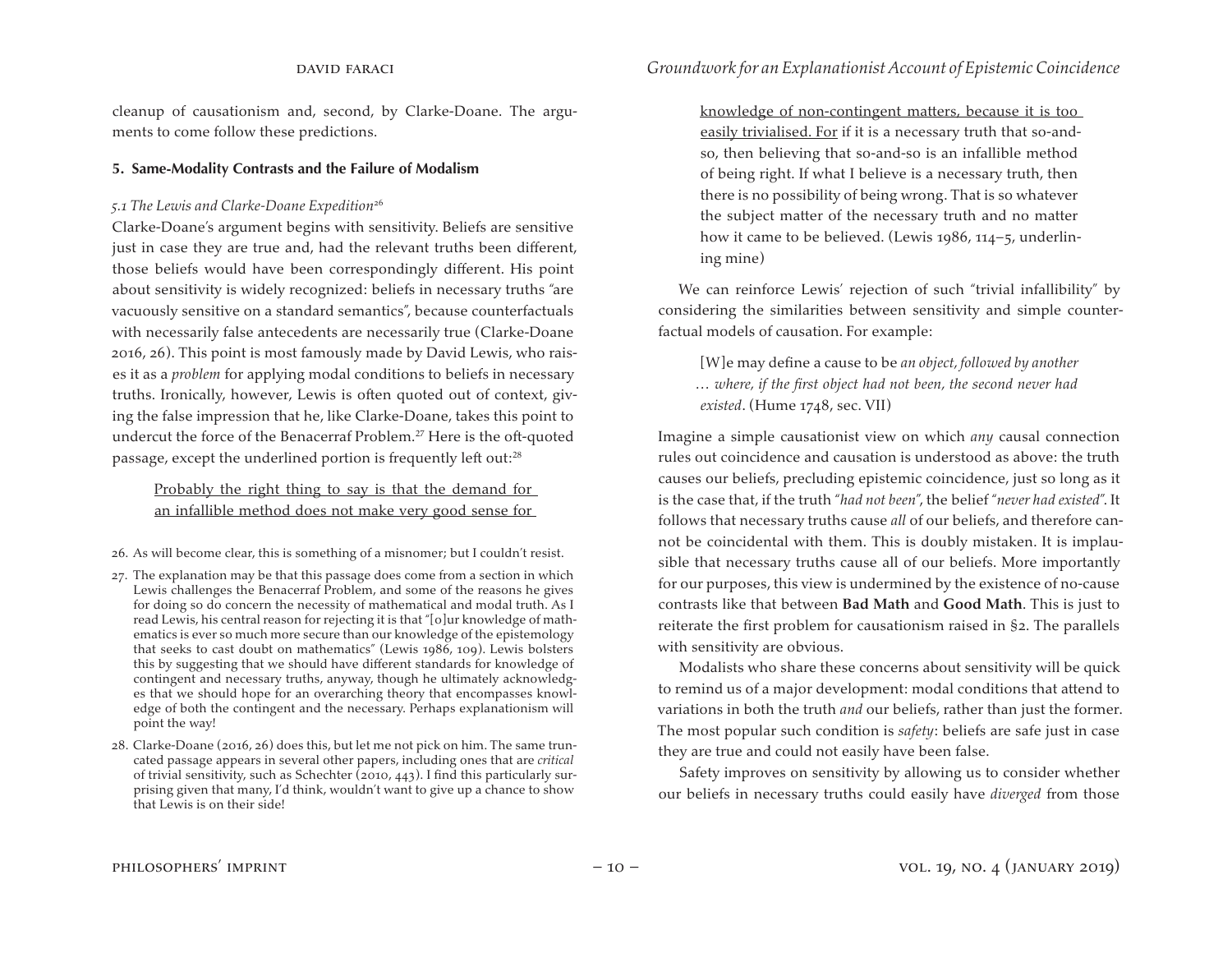cleanup of causationism and, second, by Clarke-Doane. The arguments to come follow these predictions.

## 5. Same-Modality Contrasts and the Failure of Modalism

### *5.1 The Lewis and Clarke-Doane Expedition*[26]

Clarke-Doane's argument begins with sensitivity. Beliefs are sensitive just in case they are true and, had the relevant truths been different, those beliefs would have been correspondingly different. His point about sensitivity is widely recognized: beliefs in necessary truths "are vacuously sensitive on a standard semantics", because counterfactuals with necessarily false antecedents are necessarily true (Clarke-Doane 2016, 26). This point is most famously made by David Lewis, who raises it as a *problem* for applying modal conditions to beliefs in necessary truths. Ironically, however, Lewis is often quoted out of context, giving the false impression that he, like Clarke-Doane, takes this point to undercut the force of the Benacerraf Problem.[27] Here is the oft-quoted passage, except the underlined portion is frequently left out:[28]

> <u>Probably the right thing to say is that the demand for an infallible method does not make very good sense for knowledge of non-contingent matters, because it is too easily trivialised. For</u> if it is a necessary truth that so-and-so, then believing that so-and-so is an infallible method of being right. If what I believe is a necessary truth, then there is no possibility of being wrong. That is so whatever the subject matter of the necessary truth and no matter how it came to be believed. (Lewis 1986, 114–5, underlining mine)

We can reinforce Lewis' rejection of such "trivial infallibility" by considering the similarities between sensitivity and simple counterfactual models of causation. For example:

> [W]e may define a cause to be *an object, followed by another … where, if the first object had not been, the second never had existed*. (Hume 1748, sec. VII)

Imagine a simple causationist view on which *any* causal connection rules out coincidence and causation is understood as above: the truth causes our beliefs, precluding epistemic coincidence, just so long as it is the case that, if the truth "*had not been*", the belief "*never had existed*". It follows that necessary truths cause *all* of our beliefs, and therefore cannot be coincidental with them. This is doubly mistaken. It is implausible that necessary truths cause all of our beliefs. More importantly for our purposes, this view is undermined by the existence of no-cause contrasts like that between **Bad Math** and **Good Math**. This is just to reiterate the first problem for causationism raised in §2. The parallels with sensitivity are obvious.

Modalists who share these concerns about sensitivity will be quick to remind us of a major development: modal conditions that attend to variations in both the truth *and* our beliefs, rather than just the former. The most popular such condition is *safety*: beliefs are safe just in case they are true and could not easily have been false.

Safety improves on sensitivity by allowing us to consider whether our beliefs in necessary truths could easily have *diverged* from those

26. As will become clear, this is something of a misnomer; but I couldn't resist.

27. The explanation may be that this passage does come from a section in which Lewis challenges the Benacerraf Problem, and some of the reasons he gives for doing so do concern the necessity of mathematical and modal truth. As I read Lewis, his central reason for rejecting it is that "[o]ur knowledge of mathematics is ever so much more secure than our knowledge of the epistemology that seeks to cast doubt on mathematics" (Lewis 1986, 109). Lewis bolsters this by suggesting that we should have different standards for knowledge of contingent and necessary truths, anyway, though he ultimately acknowledges that we should hope for an overarching theory that encompasses knowledge of both the contingent and the necessary. Perhaps explanationism will point the way!

28. Clarke-Doane (2016, 26) does this, but let me not pick on him. The same truncated passage appears in several other papers, including ones that are *critical* of trivial sensitivity, such as Schechter (2010, 443). I find this particularly surprising given that many, I'd think, wouldn't want to give up a chance to show that Lewis is on their side!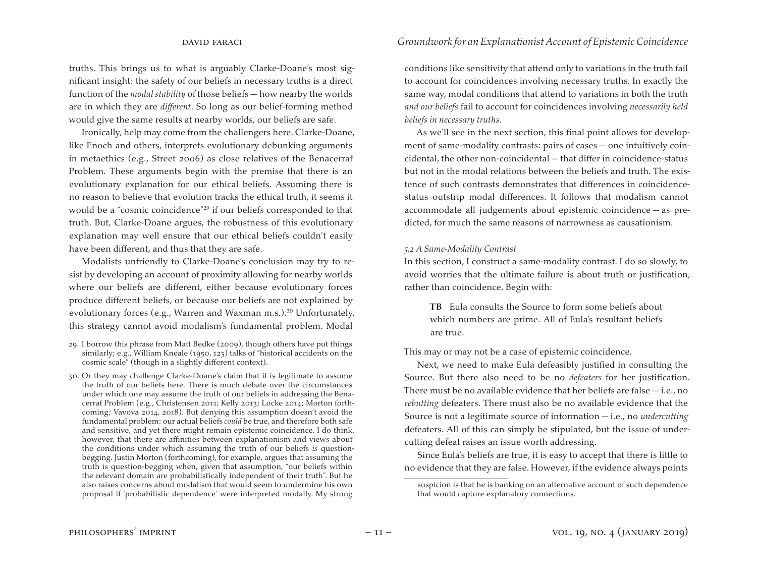truths. This brings us to what is arguably Clarke-Doane's most significant insight: the safety of our beliefs in necessary truths is a direct function of the *modal stability* of those beliefs — how nearby the worlds are in which they are *different*. So long as our belief-forming method would give the same results at nearby worlds, our beliefs are safe.

Ironically, help may come from the challengers here. Clarke-Doane, like Enoch and others, interprets evolutionary debunking arguments in metaethics (e.g., Street 2006) as close relatives of the Benacerraf Problem. These arguments begin with the premise that there is an evolutionary explanation for our ethical beliefs. Assuming there is no reason to believe that evolution tracks the ethical truth, it seems it would be a "cosmic coincidence"[29] if our beliefs corresponded to that truth. But, Clarke-Doane argues, the robustness of this evolutionary explanation may well ensure that our ethical beliefs couldn't easily have been different, and thus that they are safe.

Modalists unfriendly to Clarke-Doane's conclusion may try to resist by developing an account of proximity allowing for nearby worlds where our beliefs are different, either because evolutionary forces produce different beliefs, or because our beliefs are not explained by evolutionary forces (e.g., Warren and Waxman m.s.).[30] Unfortunately, this strategy cannot avoid modalism's fundamental problem. Modal conditions like sensitivity that attend only to variations in the truth fail to account for coincidences involving necessary truths. In exactly the same way, modal conditions that attend to variations in both the truth *and our beliefs* fail to account for coincidences involving *necessarily held beliefs in necessary truths*.

As we'll see in the next section, this final point allows for development of same-modality contrasts: pairs of cases — one intuitively coincidental, the other non-coincidental — that differ in coincidence-status but not in the modal relations between the beliefs and truth. The existence of such contrasts demonstrates that differences in coincidence-status outstrip modal differences. It follows that modalism cannot accommodate all judgements about epistemic coincidence — as predicted, for much the same reasons of narrowness as causationism.

### *5.2 A Same-Modality Contrast*

In this section, I construct a same-modality contrast. I do so slowly, to avoid worries that the ultimate failure is about truth or justification, rather than coincidence. Begin with:

> **TB** Eula consults the Source to form some beliefs about which numbers are prime. All of Eula's resultant beliefs are true.

This may or may not be a case of epistemic coincidence.

Next, we need to make Eula defeasibly justified in consulting the Source. But there also need to be no *defeaters* for her justification. There must be no available evidence that her beliefs are false — i.e., no *rebutting* defeaters. There must also be no available evidence that the Source is not a legitimate source of information — i.e., no *undercutting* defeaters. All of this can simply be stipulated, but the issue of undercutting defeat raises an issue worth addressing.

Since Eula's beliefs are true, it is easy to accept that there is little to no evidence that they are false. However, if the evidence always points

---

29. I borrow this phrase from Matt Bedke (2009), though others have put things similarly; e.g., William Kneale (1950, 123) talks of "historical accidents on the cosmic scale" (though in a slightly different context).

30. Or they may challenge Clarke-Doane's claim that it is legitimate to assume the truth of our beliefs here. There is much debate over the circumstances under which one may assume the truth of our beliefs in addressing the Benacerraf Problem (e.g., Christensen 2011; Kelly 2013; Locke 2014; Morton forthcoming; Vavova 2014, 2018). But denying this assumption doesn't avoid the fundamental problem: our actual beliefs *could* be true, and therefore both safe and sensitive, and yet there might remain epistemic coincidence. I do think, however, that there are affinities between explanationism and views about the conditions under which assuming the truth of our beliefs *is* question-begging. Justin Morton (forthcoming), for example, argues that assuming the truth is question-begging when, given that assumption, "our beliefs within the relevant domain are probabilistically independent of their truth". But he also raises concerns about modalism that would seem to undermine his own proposal if 'probabilistic dependence' were interpreted modally. My strong suspicion is that he is banking on an alternative account of such dependence that would capture explanatory connections.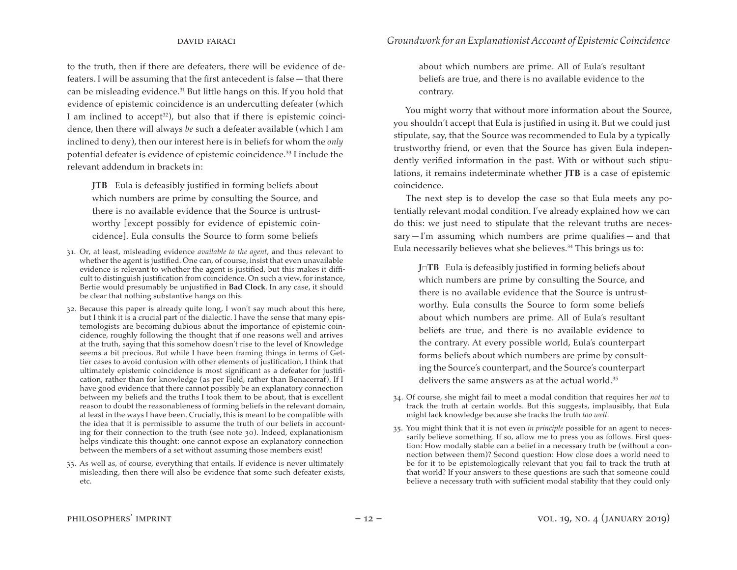to the truth, then if there are defeaters, there will be evidence of defeaters. I will be assuming that the first antecedent is false — that there can be misleading evidence.[31] But little hangs on this. If you hold that evidence of epistemic coincidence is an undercutting defeater (which I am inclined to accept[32]), but also that if there is epistemic coincidence, then there will always *be* such a defeater available (which I am inclined to deny), then our interest here is in beliefs for whom the *only* potential defeater is evidence of epistemic coincidence.[33] I include the relevant addendum in brackets in:

> **JTB** Eula is defeasibly justified in forming beliefs about which numbers are prime by consulting the Source, and there is no available evidence that the Source is untrustworthy [except possibly for evidence of epistemic coincidence]. Eula consults the Source to form some beliefs about which numbers are prime. All of Eula's resultant beliefs are true, and there is no available evidence to the contrary.

You might worry that without more information about the Source, you shouldn't accept that Eula is justified in using it. But we could just stipulate, say, that the Source was recommended to Eula by a typically trustworthy friend, or even that the Source has given Eula independently verified information in the past. With or without such stipulations, it remains indeterminate whether **JTB** is a case of epistemic coincidence.

The next step is to develop the case so that Eula meets any potentially relevant modal condition. I've already explained how we can do this: we just need to stipulate that the relevant truths are necessary — I'm assuming which numbers are prime qualifies — and that Eula necessarily believes what she believes.[34] This brings us to:

> **J□TB** Eula is defeasibly justified in forming beliefs about which numbers are prime by consulting the Source, and there is no available evidence that the Source is untrustworthy. Eula consults the Source to form some beliefs about which numbers are prime. All of Eula's resultant beliefs are true, and there is no available evidence to the contrary. At every possible world, Eula's counterpart forms beliefs about which numbers are prime by consulting the Source's counterpart, and the Source's counterpart delivers the same answers as at the actual world.[35]

31. Or, at least, misleading evidence *available to the agent*, and thus relevant to whether the agent is justified. One can, of course, insist that even unavailable evidence is relevant to whether the agent is justified, but this makes it difficult to distinguish justification from coincidence. On such a view, for instance, Bertie would presumably be unjustified in **Bad Clock**. In any case, it should be clear that nothing substantive hangs on this.

32. Because this paper is already quite long, I won't say much about this here, but I think it is a crucial part of the dialectic. I have the sense that many epistemologists are becoming dubious about the importance of epistemic coincidence, roughly following the thought that if one reasons well and arrives at the truth, saying that this somehow doesn't rise to the level of Knowledge seems a bit precious. But while I have been framing things in terms of Gettier cases to avoid confusion with other elements of justification, I think that ultimately epistemic coincidence is most significant as a defeater for justification, rather than for knowledge (as per Field, rather than Benacerraf). If I have good evidence that there cannot possibly be an explanatory connection between my beliefs and the truths I took them to be about, that is excellent reason to doubt the reasonableness of forming beliefs in the relevant domain, at least in the ways I have been. Crucially, this is meant to be compatible with the idea that it is permissible to assume the truth of our beliefs in accounting for their connection to the truth (see note 30). Indeed, explanationism helps vindicate this thought: one cannot expose an explanatory connection between the members of a set without assuming those members exist!

33. As well as, of course, everything that entails. If evidence is never ultimately misleading, then there will also be evidence that some such defeater exists, etc.

34. Of course, she might fail to meet a modal condition that requires her *not* to track the truth at certain worlds. But this suggests, implausibly, that Eula might lack knowledge because she tracks the truth *too well*.

35. You might think that it is not even *in principle* possible for an agent to necessarily believe something. If so, allow me to press you as follows. First question: How modally stable can a belief in a necessary truth be (without a connection between them)? Second question: How close does a world need to be for it to be epistemologically relevant that you fail to track the truth at that world? If your answers to these questions are such that someone could believe a necessary truth with sufficient modal stability that they could only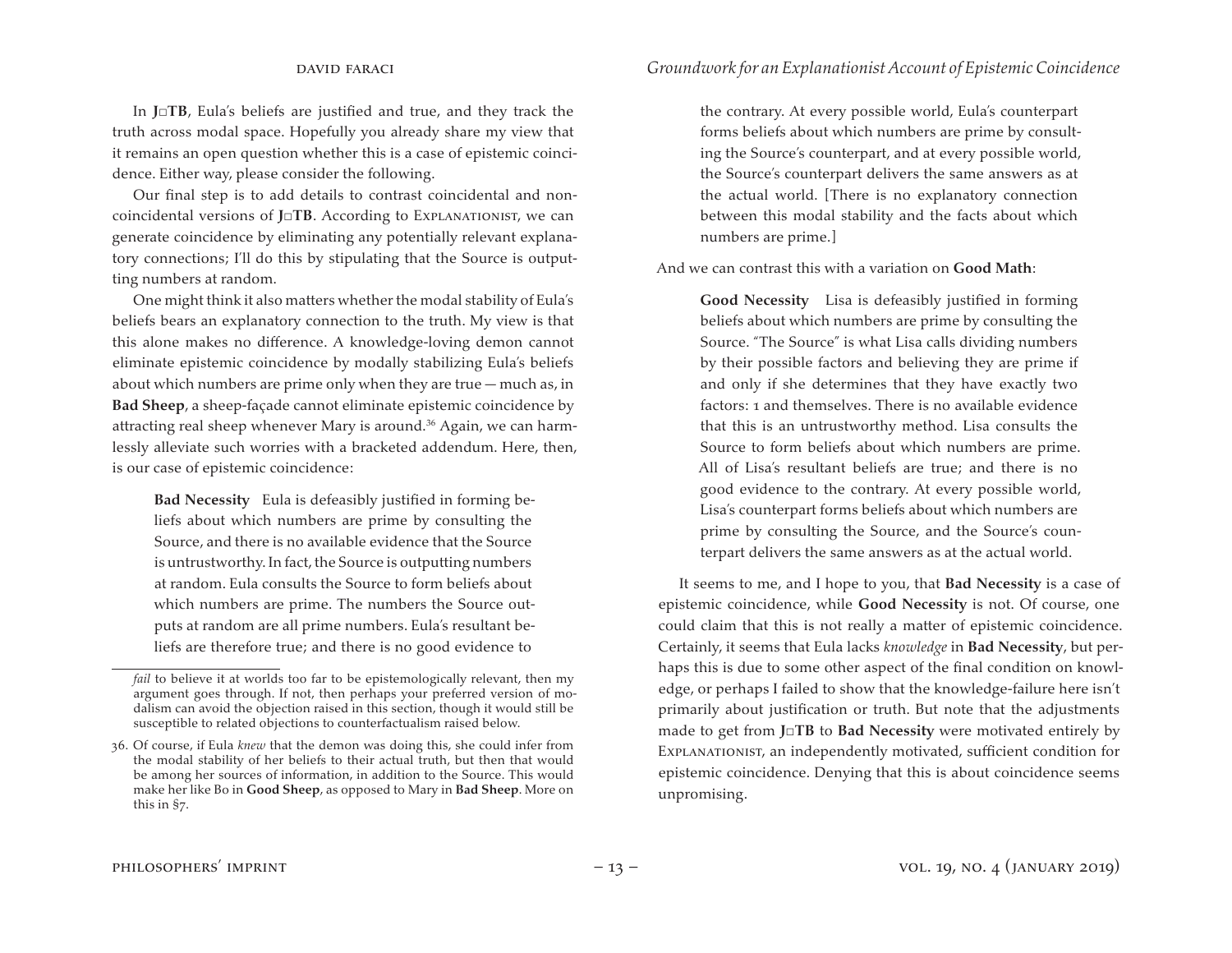In **J□TB**, Eula's beliefs are justified and true, and they track the truth across modal space. Hopefully you already share my view that it remains an open question whether this is a case of epistemic coincidence. Either way, please consider the following.

Our final step is to add details to contrast coincidental and non-coincidental versions of **J□TB**. According to Explanationist, we can generate coincidence by eliminating any potentially relevant explanatory connections; I'll do this by stipulating that the Source is outputting numbers at random.

One might think it also matters whether the modal stability of Eula's beliefs bears an explanatory connection to the truth. My view is that this alone makes no difference. A knowledge-loving demon cannot eliminate epistemic coincidence by modally stabilizing Eula's beliefs about which numbers are prime only when they are true — much as, in **Bad Sheep**, a sheep-façade cannot eliminate epistemic coincidence by attracting real sheep whenever Mary is around.[36] Again, we can harmlessly alleviate such worries with a bracketed addendum. Here, then, is our case of epistemic coincidence:

> **Bad Necessity** Eula is defeasibly justified in forming beliefs about which numbers are prime by consulting the Source, and there is no available evidence that the Source is untrustworthy. In fact, the Source is outputting numbers at random. Eula consults the Source to form beliefs about which numbers are prime. The numbers the Source outputs at random are all prime numbers. Eula's resultant beliefs are therefore true; and there is no good evidence to the contrary. At every possible world, Eula's counterpart forms beliefs about which numbers are prime by consulting the Source's counterpart, and at every possible world, the Source's counterpart delivers the same answers as at the actual world. [There is no explanatory connection between this modal stability and the facts about which numbers are prime.]

And we can contrast this with a variation on **Good Math**:

> **Good Necessity** Lisa is defeasibly justified in forming beliefs about which numbers are prime by consulting the Source. "The Source" is what Lisa calls dividing numbers by their possible factors and believing they are prime if and only if she determines that they have exactly two factors: 1 and themselves. There is no available evidence that this is an untrustworthy method. Lisa consults the Source to form beliefs about which numbers are prime. All of Lisa's resultant beliefs are true; and there is no good evidence to the contrary. At every possible world, Lisa's counterpart forms beliefs about which numbers are prime by consulting the Source, and the Source's counterpart delivers the same answers as at the actual world.

It seems to me, and I hope to you, that **Bad Necessity** is a case of epistemic coincidence, while **Good Necessity** is not. Of course, one could claim that this is not really a matter of epistemic coincidence. Certainly, it seems that Eula lacks *knowledge* in **Bad Necessity**, but perhaps this is due to some other aspect of the final condition on knowledge, or perhaps I failed to show that the knowledge-failure here isn't primarily about justification or truth. But note that the adjustments made to get from **J□TB** to **Bad Necessity** were motivated entirely by Explanationist, an independently motivated, sufficient condition for epistemic coincidence. Denying that this is about coincidence seems unpromising.

---

*fail* to believe it at worlds too far to be epistemologically relevant, then my argument goes through. If not, then perhaps your preferred version of modalism can avoid the objection raised in this section, though it would still be susceptible to related objections to counterfactualism raised below.

36. Of course, if Eula *knew* that the demon was doing this, she could infer from the modal stability of her beliefs to their actual truth, but then that would be among her sources of information, in addition to the Source. This would make her like Bo in **Good Sheep**, as opposed to Mary in **Bad Sheep**. More on this in §7.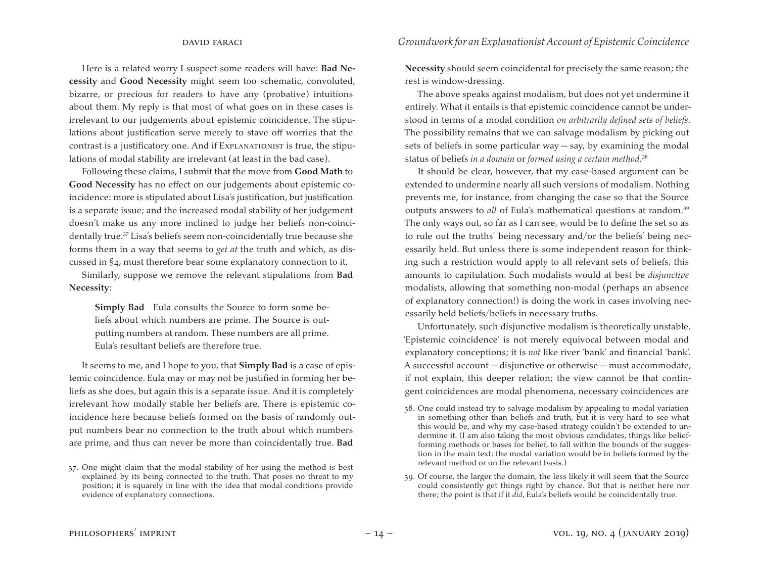Here is a related worry I suspect some readers will have: **Bad Necessity** and **Good Necessity** might seem too schematic, convoluted, bizarre, or precious for readers to have any (probative) intuitions about them. My reply is that most of what goes on in these cases is irrelevant to our judgements about epistemic coincidence. The stipulations about justification serve merely to stave off worries that the contrast is a justificatory one. And if Explanationist is true, the stipulations of modal stability are irrelevant (at least in the bad case).

Following these claims, I submit that the move from **Good Math** to **Good Necessity** has no effect on our judgements about epistemic coincidence: more is stipulated about Lisa's justification, but justification is a separate issue; and the increased modal stability of her judgement doesn't make us any more inclined to judge her beliefs non-coincidentally true.[37] Lisa's beliefs seem non-coincidentally true because she forms them in a way that seems to *get at* the truth and which, as discussed in §4, must therefore bear some explanatory connection to it.

Similarly, suppose we remove the relevant stipulations from **Bad Necessity**:

> **Simply Bad** Eula consults the Source to form some beliefs about which numbers are prime. The Source is outputting numbers at random. These numbers are all prime. Eula's resultant beliefs are therefore true.

It seems to me, and I hope to you, that **Simply Bad** is a case of epistemic coincidence. Eula may or may not be justified in forming her beliefs as she does, but again this is a separate issue. And it is completely irrelevant how modally stable her beliefs are. There is epistemic coincidence here because beliefs formed on the basis of randomly output numbers bear no connection to the truth about which numbers are prime, and thus can never be more than coincidentally true. **Bad Necessity** should seem coincidental for precisely the same reason; the rest is window-dressing.

The above speaks against modalism, but does not yet undermine it entirely. What it entails is that epistemic coincidence cannot be understood in terms of a modal condition *on arbitrarily defined sets of beliefs*. The possibility remains that we can salvage modalism by picking out sets of beliefs in some particular way — say, by examining the modal status of beliefs *in a domain* or *formed using a certain method*.[38]

It should be clear, however, that my case-based argument can be extended to undermine nearly all such versions of modalism. Nothing prevents me, for instance, from changing the case so that the Source outputs answers to *all* of Eula's mathematical questions at random.[39] The only ways out, so far as I can see, would be to define the set so as to rule out the truths' being necessary and/or the beliefs' being necessarily held. But unless there is some independent reason for thinking such a restriction would apply to all relevant sets of beliefs, this amounts to capitulation. Such modalists would at best be *disjunctive* modalists, allowing that something non-modal (perhaps an absence of explanatory connection!) is doing the work in cases involving necessarily held beliefs/beliefs in necessary truths.

Unfortunately, such disjunctive modalism is theoretically unstable. 'Epistemic coincidence' is not merely equivocal between modal and explanatory conceptions; it is *not* like river 'bank' and financial 'bank'. A successful account — disjunctive or otherwise — must accommodate, if not explain, this deeper relation; the view cannot be that contingent coincidences are modal phenomena, necessary coincidences are

---

37. One might claim that the modal stability of her using the method is best explained by its being connected to the truth. That poses no threat to my position; it is squarely in line with the idea that modal conditions provide evidence of explanatory connections.

38. One could instead try to salvage modalism by appealing to modal variation in something other than beliefs and truth, but it is very hard to see what this would be, and why my case-based strategy couldn't be extended to undermine it. (I am also taking the most obvious candidates, things like belief-forming methods or bases for belief, to fall within the bounds of the suggestion in the main text: the modal variation would be in beliefs formed by the relevant method or on the relevant basis.)

39. Of course, the larger the domain, the less likely it will seem that the Source could consistently get things right by chance. But that is neither here nor there; the point is that if it *did*, Eula's beliefs would be coincidentally true.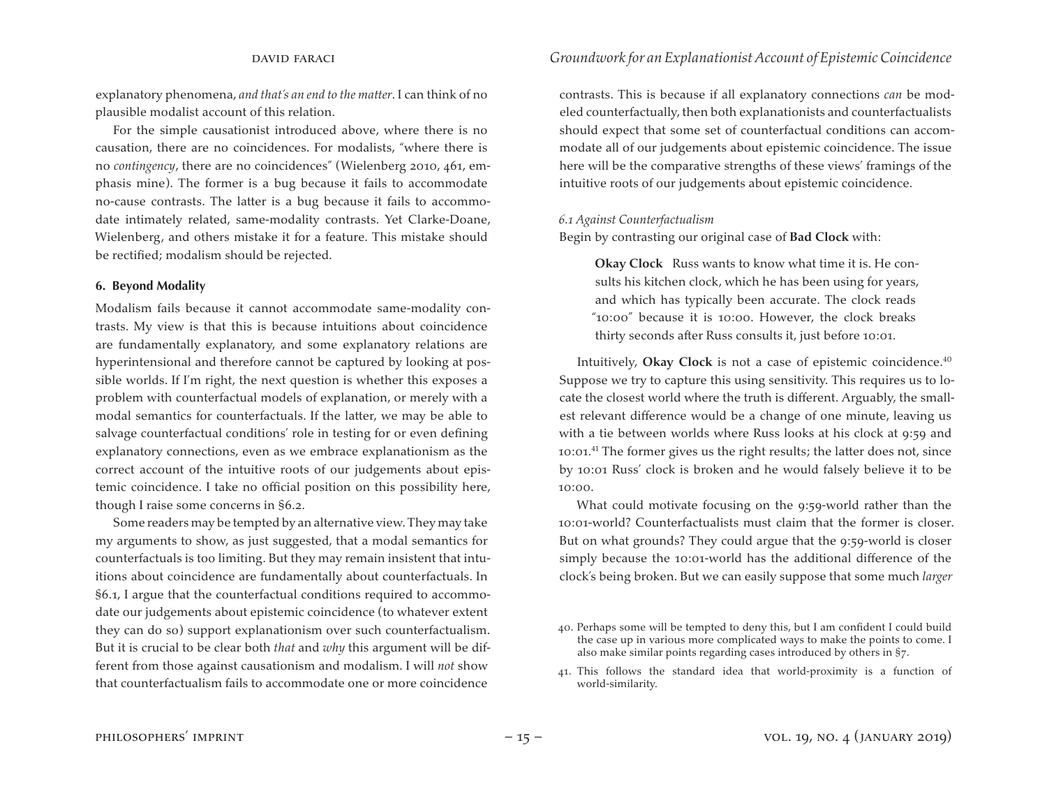explanatory phenomena, *and that's an end to the matter*. I can think of no plausible modalist account of this relation.

For the simple causationist introduced above, where there is no causation, there are no coincidences. For modalists, "where there is no *contingency*, there are no coincidences" (Wielenberg 2010, 461, emphasis mine). The former is a bug because it fails to accommodate no-cause contrasts. The latter is a bug because it fails to accommodate intimately related, same-modality contrasts. Yet Clarke-Doane, Wielenberg, and others mistake it for a feature. This mistake should be rectified; modalism should be rejected.

## 6. Beyond Modality

Modalism fails because it cannot accommodate same-modality contrasts. My view is that this is because intuitions about coincidence are fundamentally explanatory, and some explanatory relations are hyperintensional and therefore cannot be captured by looking at possible worlds. If I'm right, the next question is whether this exposes a problem with counterfactual models of explanation, or merely with a modal semantics for counterfactuals. If the latter, we may be able to salvage counterfactual conditions' role in testing for or even defining explanatory connections, even as we embrace explanationism as the correct account of the intuitive roots of our judgements about epistemic coincidence. I take no official position on this possibility here, though I raise some concerns in §6.2.

Some readers may be tempted by an alternative view. They may take my arguments to show, as just suggested, that a modal semantics for counterfactuals is too limiting. But they may remain insistent that intuitions about coincidence are fundamentally about counterfactuals. In §6.1, I argue that the counterfactual conditions required to accommodate our judgements about epistemic coincidence (to whatever extent they can do so) support explanationism over such counterfactualism. But it is crucial to be clear both *that* and *why* this argument will be different from those against causationism and modalism. I will *not* show that counterfactualism fails to accommodate one or more coincidence contrasts. This is because if all explanatory connections *can* be modeled counterfactually, then both explanationists and counterfactualists should expect that some set of counterfactual conditions can accommodate all of our judgements about epistemic coincidence. The issue here will be the comparative strengths of these views' framings of the intuitive roots of our judgements about epistemic coincidence.

### *6.1 Against Counterfactualism*

Begin by contrasting our original case of **Bad Clock** with:

> **Okay Clock** Russ wants to know what time it is. He consults his kitchen clock, which he has been using for years, and which has typically been accurate. The clock reads "10:00" because it is 10:00. However, the clock breaks thirty seconds after Russ consults it, just before 10:01.

Intuitively, **Okay Clock** is not a case of epistemic coincidence.[40] Suppose we try to capture this using sensitivity. This requires us to locate the closest world where the truth is different. Arguably, the smallest relevant difference would be a change of one minute, leaving us with a tie between worlds where Russ looks at his clock at 9:59 and 10:01.[41] The former gives us the right results; the latter does not, since by 10:01 Russ' clock is broken and he would falsely believe it to be 10:00.

What could motivate focusing on the 9:59-world rather than the 10:01-world? Counterfactualists must claim that the former is closer. But on what grounds? They could argue that the 9:59-world is closer simply because the 10:01-world has the additional difference of the clock's being broken. But we can easily suppose that some much *larger*

---

40. Perhaps some will be tempted to deny this, but I am confident I could build the case up in various more complicated ways to make the points to come. I also make similar points regarding cases introduced by others in §7.

41. This follows the standard idea that world-proximity is a function of world-similarity.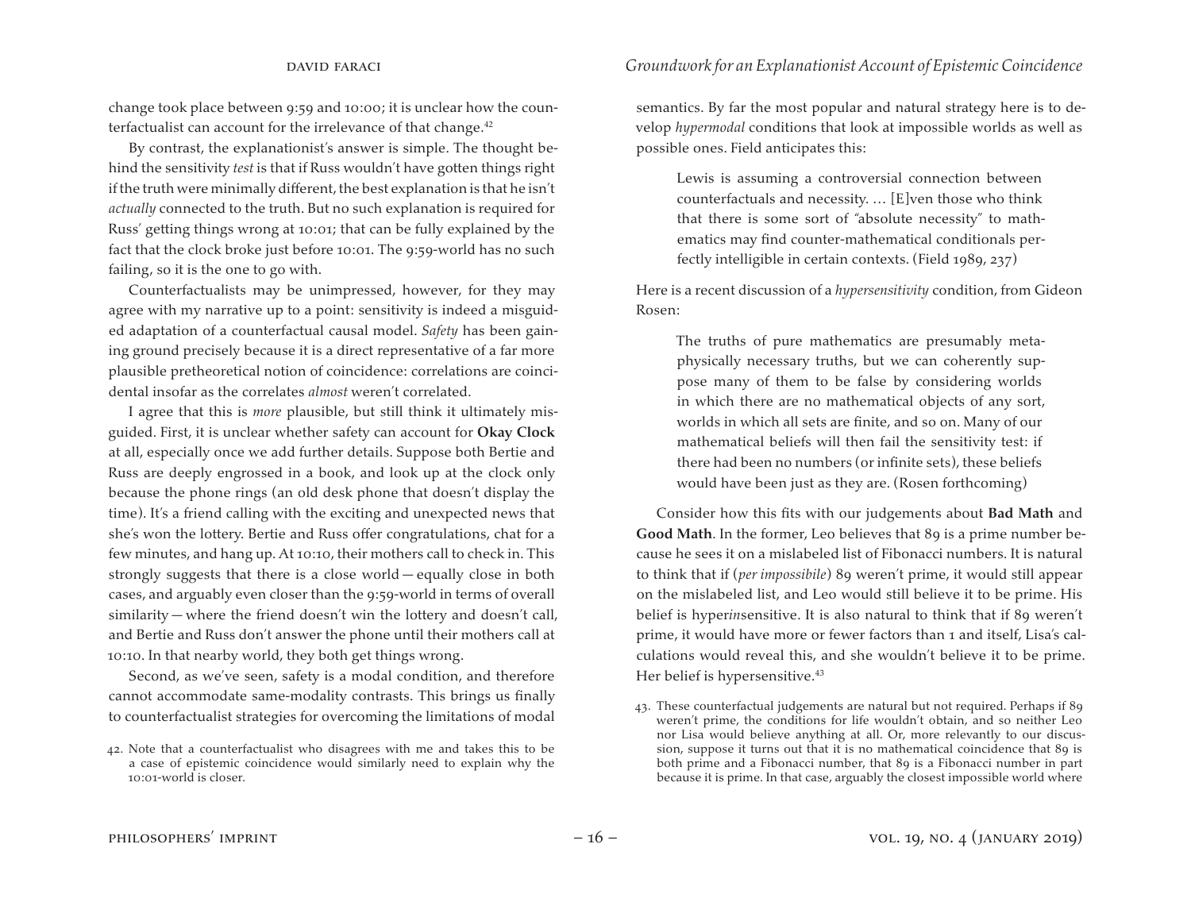change took place between 9:59 and 10:00; it is unclear how the counterfactualist can account for the irrelevance of that change.[42]

By contrast, the explanationist's answer is simple. The thought behind the sensitivity *test* is that if Russ wouldn't have gotten things right if the truth were minimally different, the best explanation is that he isn't *actually* connected to the truth. But no such explanation is required for Russ' getting things wrong at 10:01; that can be fully explained by the fact that the clock broke just before 10:01. The 9:59-world has no such failing, so it is the one to go with.

Counterfactualists may be unimpressed, however, for they may agree with my narrative up to a point: sensitivity is indeed a misguided adaptation of a counterfactual causal model. *Safety* has been gaining ground precisely because it is a direct representative of a far more plausible pretheoretical notion of coincidence: correlations are coincidental insofar as the correlates *almost* weren't correlated.

I agree that this is *more* plausible, but still think it ultimately misguided. First, it is unclear whether safety can account for **Okay Clock** at all, especially once we add further details. Suppose both Bertie and Russ are deeply engrossed in a book, and look up at the clock only because the phone rings (an old desk phone that doesn't display the time). It's a friend calling with the exciting and unexpected news that she's won the lottery. Bertie and Russ offer congratulations, chat for a few minutes, and hang up. At 10:10, their mothers call to check in. This strongly suggests that there is a close world — equally close in both cases, and arguably even closer than the 9:59-world in terms of overall similarity — where the friend doesn't win the lottery and doesn't call, and Bertie and Russ don't answer the phone until their mothers call at 10:10. In that nearby world, they both get things wrong.

Second, as we've seen, safety is a modal condition, and therefore cannot accommodate same-modality contrasts. This brings us finally to counterfactualist strategies for overcoming the limitations of modal semantics. By far the most popular and natural strategy here is to develop *hypermodal* conditions that look at impossible worlds as well as possible ones. Field anticipates this:

> Lewis is assuming a controversial connection between counterfactuals and necessity. … [E]ven those who think that there is some sort of "absolute necessity" to mathematics may find counter-mathematical conditionals perfectly intelligible in certain contexts. (Field 1989, 237)

Here is a recent discussion of a *hypersensitivity* condition, from Gideon Rosen:

> The truths of pure mathematics are presumably metaphysically necessary truths, but we can coherently suppose many of them to be false by considering worlds in which there are no mathematical objects of any sort, worlds in which all sets are finite, and so on. Many of our mathematical beliefs will then fail the sensitivity test: if there had been no numbers (or infinite sets), these beliefs would have been just as they are. (Rosen forthcoming)

Consider how this fits with our judgements about **Bad Math** and **Good Math**. In the former, Leo believes that 89 is a prime number because he sees it on a mislabeled list of Fibonacci numbers. It is natural to think that if (*per impossibile*) 89 weren't prime, it would still appear on the mislabeled list, and Leo would still believe it to be prime. His belief is hyper*in*sensitive. It is also natural to think that if 89 weren't prime, it would have more or fewer factors than 1 and itself, Lisa's calculations would reveal this, and she wouldn't believe it to be prime. Her belief is hypersensitive.[43]

42. Note that a counterfactualist who disagrees with me and takes this to be a case of epistemic coincidence would similarly need to explain why the 10:01-world is closer.

43. These counterfactual judgements are natural but not required. Perhaps if 89 weren't prime, the conditions for life wouldn't obtain, and so neither Leo nor Lisa would believe anything at all. Or, more relevantly to our discussion, suppose it turns out that it is no mathematical coincidence that 89 is both prime and a Fibonacci number, that 89 is a Fibonacci number in part because it is prime. In that case, arguably the closest impossible world where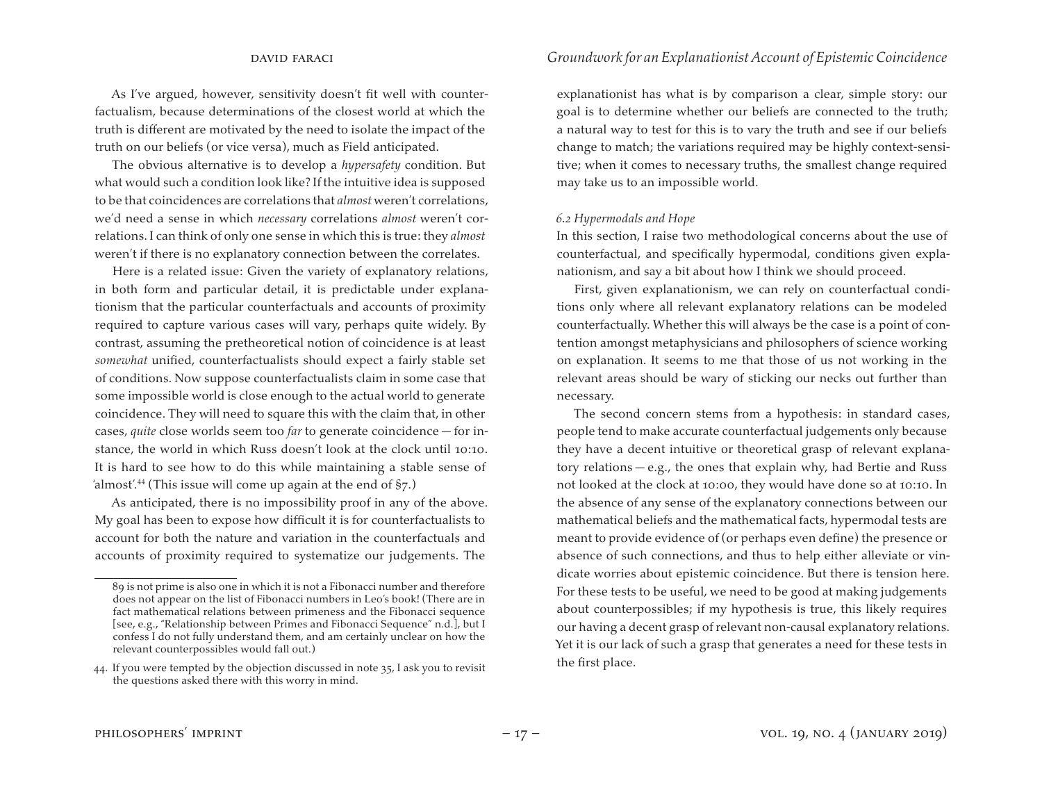As I've argued, however, sensitivity doesn't fit well with counterfactualism, because determinations of the closest world at which the truth is different are motivated by the need to isolate the impact of the truth on our beliefs (or vice versa), much as Field anticipated.

The obvious alternative is to develop a *hypersafety* condition. But what would such a condition look like? If the intuitive idea is supposed to be that coincidences are correlations that *almost* weren't correlations, we'd need a sense in which *necessary* correlations *almost* weren't correlations. I can think of only one sense in which this is true: they *almost* weren't if there is no explanatory connection between the correlates.

Here is a related issue: Given the variety of explanatory relations, in both form and particular detail, it is predictable under explanationism that the particular counterfactuals and accounts of proximity required to capture various cases will vary, perhaps quite widely. By contrast, assuming the pretheoretical notion of coincidence is at least *somewhat* unified, counterfactualists should expect a fairly stable set of conditions. Now suppose counterfactualists claim in some case that some impossible world is close enough to the actual world to generate coincidence. They will need to square this with the claim that, in other cases, *quite* close worlds seem too *far* to generate coincidence — for instance, the world in which Russ doesn't look at the clock until 10:10. It is hard to see how to do this while maintaining a stable sense of 'almost'.[44] (This issue will come up again at the end of §7.)

As anticipated, there is no impossibility proof in any of the above. My goal has been to expose how difficult it is for counterfactualists to account for both the nature and variation in the counterfactuals and accounts of proximity required to systematize our judgements. The explanationist has what is by comparison a clear, simple story: our goal is to determine whether our beliefs are connected to the truth; a natural way to test for this is to vary the truth and see if our beliefs change to match; the variations required may be highly context-sensitive; when it comes to necessary truths, the smallest change required may take us to an impossible world.

### *6.2 Hypermodals and Hope*

In this section, I raise two methodological concerns about the use of counterfactual, and specifically hypermodal, conditions given explanationism, and say a bit about how I think we should proceed.

First, given explanationism, we can rely on counterfactual conditions only where all relevant explanatory relations can be modeled counterfactually. Whether this will always be the case is a point of contention amongst metaphysicians and philosophers of science working on explanation. It seems to me that those of us not working in the relevant areas should be wary of sticking our necks out further than necessary.

The second concern stems from a hypothesis: in standard cases, people tend to make accurate counterfactual judgements only because they have a decent intuitive or theoretical grasp of relevant explanatory relations — e.g., the ones that explain why, had Bertie and Russ not looked at the clock at 10:00, they would have done so at 10:10. In the absence of any sense of the explanatory connections between our mathematical beliefs and the mathematical facts, hypermodal tests are meant to provide evidence of (or perhaps even define) the presence or absence of such connections, and thus to help either alleviate or vindicate worries about epistemic coincidence. But there is tension here. For these tests to be useful, we need to be good at making judgements about counterpossibles; if my hypothesis is true, this likely requires our having a decent grasp of relevant non-causal explanatory relations. Yet it is our lack of such a grasp that generates a need for these tests in the first place.

---

89 is not prime is also one in which it is not a Fibonacci number and therefore does not appear on the list of Fibonacci numbers in Leo's book! (There are in fact mathematical relations between primeness and the Fibonacci sequence [see, e.g., "Relationship between Primes and Fibonacci Sequence" n.d.], but I confess I do not fully understand them, and am certainly unclear on how the relevant counterpossibles would fall out.)

44. If you were tempted by the objection discussed in note 35, I ask you to revisit the questions asked there with this worry in mind.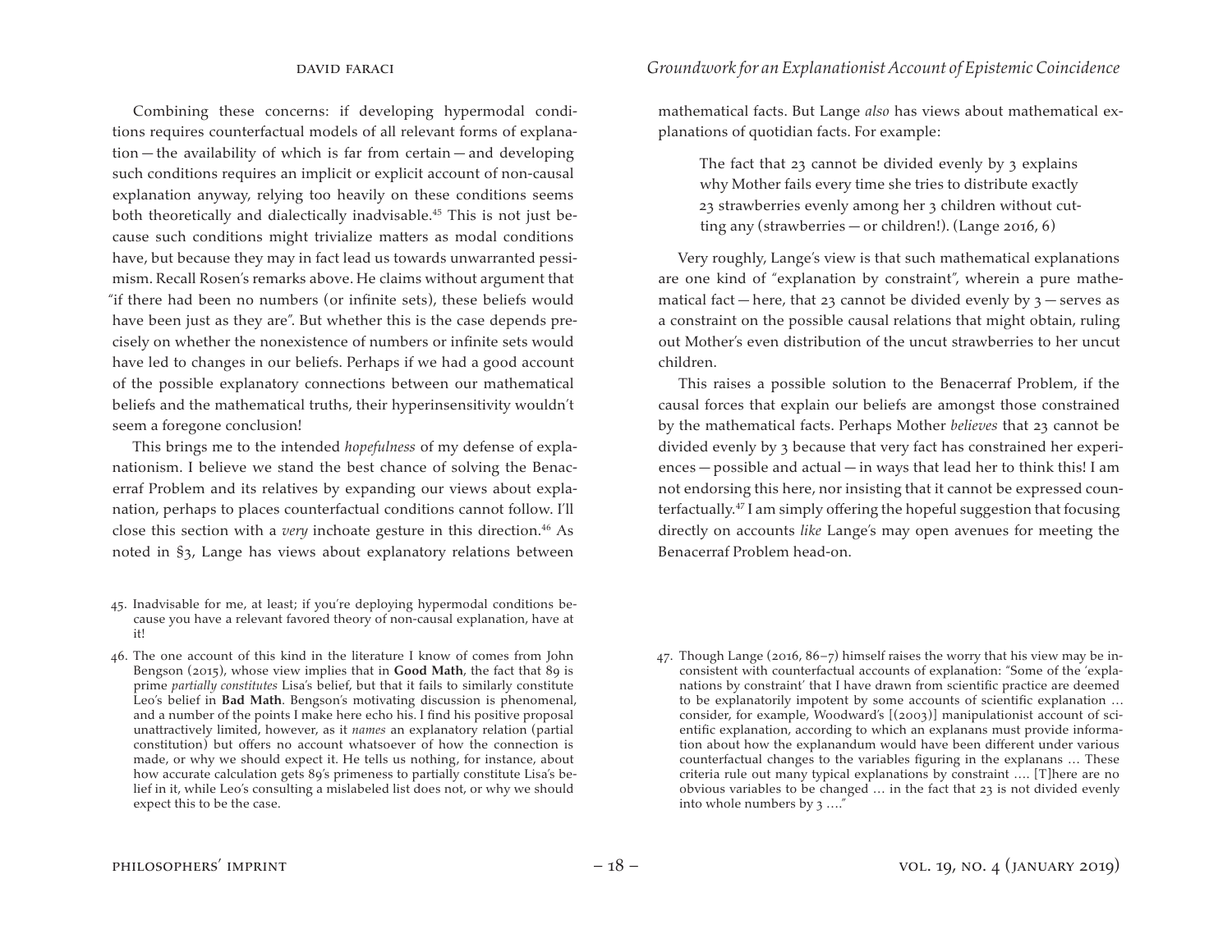Combining these concerns: if developing hypermodal conditions requires counterfactual models of all relevant forms of explanation — the availability of which is far from certain — and developing such conditions requires an implicit or explicit account of non-causal explanation anyway, relying too heavily on these conditions seems both theoretically and dialectically inadvisable.[45] This is not just because such conditions might trivialize matters as modal conditions have, but because they may in fact lead us towards unwarranted pessimism. Recall Rosen's remarks above. He claims without argument that "if there had been no numbers (or infinite sets), these beliefs would have been just as they are". But whether this is the case depends precisely on whether the nonexistence of numbers or infinite sets would have led to changes in our beliefs. Perhaps if we had a good account of the possible explanatory connections between our mathematical beliefs and the mathematical truths, their hyperinsensitivity wouldn't seem a foregone conclusion!

This brings me to the intended *hopefulness* of my defense of explanationism. I believe we stand the best chance of solving the Benacerraf Problem and its relatives by expanding our views about explanation, perhaps to places counterfactual conditions cannot follow. I'll close this section with a *very* inchoate gesture in this direction.[46] As noted in §3, Lange has views about explanatory relations between mathematical facts. But Lange *also* has views about mathematical explanations of quotidian facts. For example:

> The fact that 23 cannot be divided evenly by 3 explains why Mother fails every time she tries to distribute exactly 23 strawberries evenly among her 3 children without cutting any (strawberries — or children!). (Lange 2016, 6)

Very roughly, Lange's view is that such mathematical explanations are one kind of "explanation by constraint", wherein a pure mathematical fact — here, that 23 cannot be divided evenly by 3 — serves as a constraint on the possible causal relations that might obtain, ruling out Mother's even distribution of the uncut strawberries to her uncut children.

This raises a possible solution to the Benacerraf Problem, if the causal forces that explain our beliefs are amongst those constrained by the mathematical facts. Perhaps Mother *believes* that 23 cannot be divided evenly by 3 because that very fact has constrained her experiences — possible and actual — in ways that lead her to think this! I am not endorsing this here, nor insisting that it cannot be expressed counterfactually.[47] I am simply offering the hopeful suggestion that focusing directly on accounts *like* Lange's may open avenues for meeting the Benacerraf Problem head-on.

45. Inadvisable for me, at least; if you're deploying hypermodal conditions because you have a relevant favored theory of non-causal explanation, have at it!

46. The one account of this kind in the literature I know of comes from John Bengson (2015), whose view implies that in **Good Math**, the fact that 89 is prime *partially constitutes* Lisa's belief, but that it fails to similarly constitute Leo's belief in **Bad Math**. Bengson's motivating discussion is phenomenal, and a number of the points I make here echo his. I find his positive proposal unattractively limited, however, as it *names* an explanatory relation (partial constitution) but offers no account whatsoever of how the connection is made, or why we should expect it. He tells us nothing, for instance, about how accurate calculation gets 89's primeness to partially constitute Lisa's belief in it, while Leo's consulting a mislabeled list does not, or why we should expect this to be the case.

47. Though Lange (2016, 86–7) himself raises the worry that his view may be inconsistent with counterfactual accounts of explanation: "Some of the 'explanations by constraint' that I have drawn from scientific practice are deemed to be explanatorily impotent by some accounts of scientific explanation … consider, for example, Woodward's [(2003)] manipulationist account of scientific explanation, according to which an explanans must provide information about how the explanandum would have been different under various counterfactual changes to the variables figuring in the explanans … These criteria rule out many typical explanations by constraint …. [T]here are no obvious variables to be changed … in the fact that 23 is not divided evenly into whole numbers by 3 …."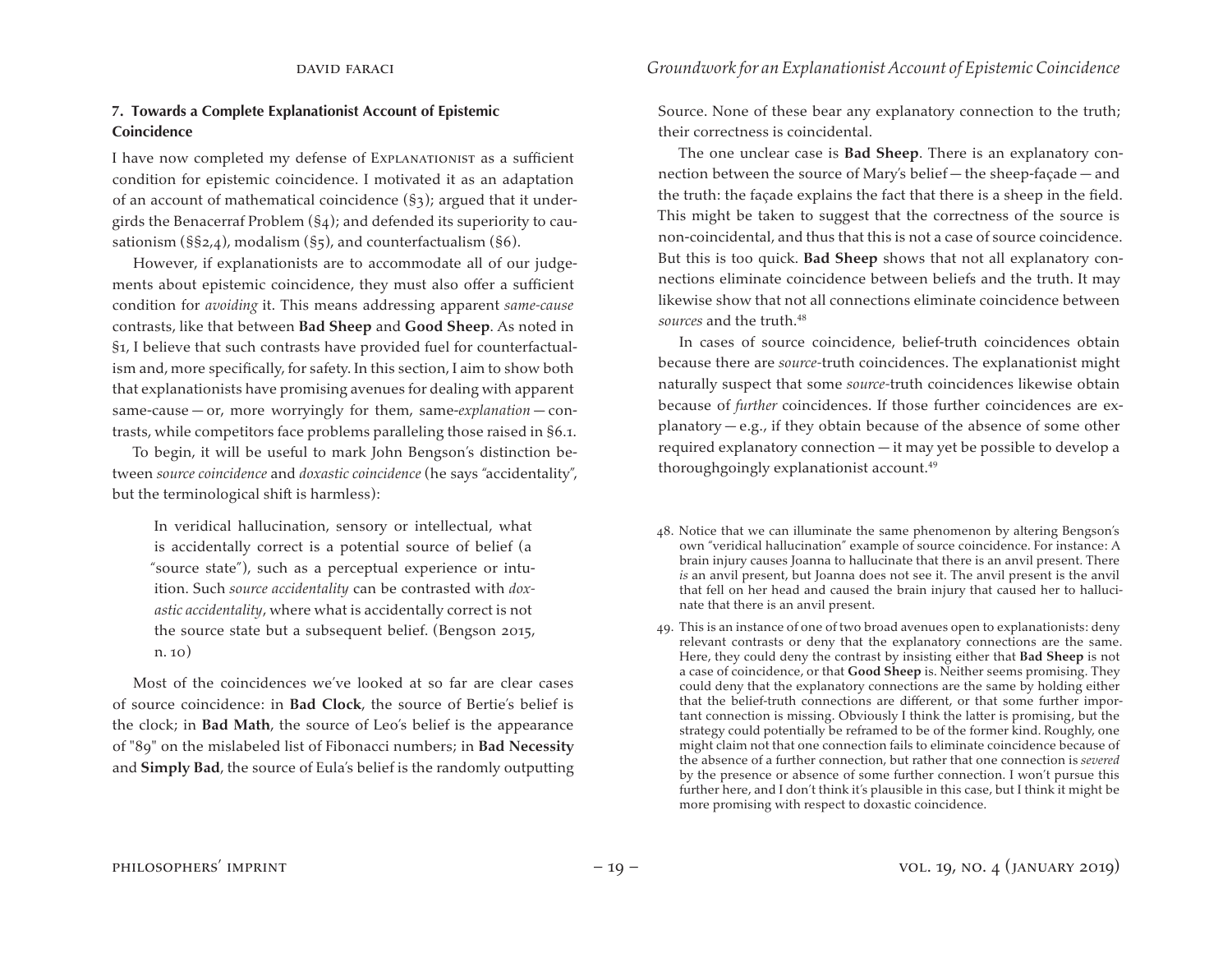## 7. Towards a Complete Explanationist Account of Epistemic Coincidence

I have now completed my defense of Explanationist as a sufficient condition for epistemic coincidence. I motivated it as an adaptation of an account of mathematical coincidence (§3); argued that it undergirds the Benacerraf Problem (§4); and defended its superiority to causationism (§§2,4), modalism (§5), and counterfactualism (§6).

However, if explanationists are to accommodate all of our judgements about epistemic coincidence, they must also offer a sufficient condition for *avoiding* it. This means addressing apparent *same-cause* contrasts, like that between **Bad Sheep** and **Good Sheep**. As noted in §1, I believe that such contrasts have provided fuel for counterfactualism and, more specifically, for safety. In this section, I aim to show both that explanationists have promising avenues for dealing with apparent same-cause — or, more worryingly for them, same-*explanation* — contrasts, while competitors face problems paralleling those raised in §6.1.

To begin, it will be useful to mark John Bengson's distinction between *source coincidence* and *doxastic coincidence* (he says "accidentality", but the terminological shift is harmless):

> In veridical hallucination, sensory or intellectual, what is accidentally correct is a potential source of belief (a "source state"), such as a perceptual experience or intuition. Such *source accidentality* can be contrasted with *doxastic accidentality*, where what is accidentally correct is not the source state but a subsequent belief. (Bengson 2015, n. 10)

Most of the coincidences we've looked at so far are clear cases of source coincidence: in **Bad Clock**, the source of Bertie's belief is the clock; in **Bad Math**, the source of Leo's belief is the appearance of "89" on the mislabeled list of Fibonacci numbers; in **Bad Necessity** and **Simply Bad**, the source of Eula's belief is the randomly outputting Source. None of these bear any explanatory connection to the truth; their correctness is coincidental.

The one unclear case is **Bad Sheep**. There is an explanatory connection between the source of Mary's belief — the sheep-façade — and the truth: the façade explains the fact that there is a sheep in the field. This might be taken to suggest that the correctness of the source is non-coincidental, and thus that this is not a case of source coincidence. But this is too quick. **Bad Sheep** shows that not all explanatory connections eliminate coincidence between beliefs and the truth. It may likewise show that not all connections eliminate coincidence between *sources* and the truth.[48]

In cases of source coincidence, belief-truth coincidences obtain because there are *source*-truth coincidences. The explanationist might naturally suspect that some *source*-truth coincidences likewise obtain because of *further* coincidences. If those further coincidences are explanatory — e.g., if they obtain because of the absence of some other required explanatory connection — it may yet be possible to develop a thoroughgoingly explanationist account.[49]

48. Notice that we can illuminate the same phenomenon by altering Bengson's own "veridical hallucination" example of source coincidence. For instance: A brain injury causes Joanna to hallucinate that there is an anvil present. There *is* an anvil present, but Joanna does not see it. The anvil present is the anvil that fell on her head and caused the brain injury that caused her to hallucinate that there is an anvil present.

49. This is an instance of one of two broad avenues open to explanationists: deny relevant contrasts or deny that the explanatory connections are the same. Here, they could deny the contrast by insisting either that **Bad Sheep** is not a case of coincidence, or that **Good Sheep** is. Neither seems promising. They could deny that the explanatory connections are the same by holding either that the belief-truth connections are different, or that some further important connection is missing. Obviously I think the latter is promising, but the strategy could potentially be reframed to be of the former kind. Roughly, one might claim not that one connection fails to eliminate coincidence because of the absence of a further connection, but rather that one connection is *severed* by the presence or absence of some further connection. I won't pursue this further here, and I don't think it's plausible in this case, but I think it might be more promising with respect to doxastic coincidence.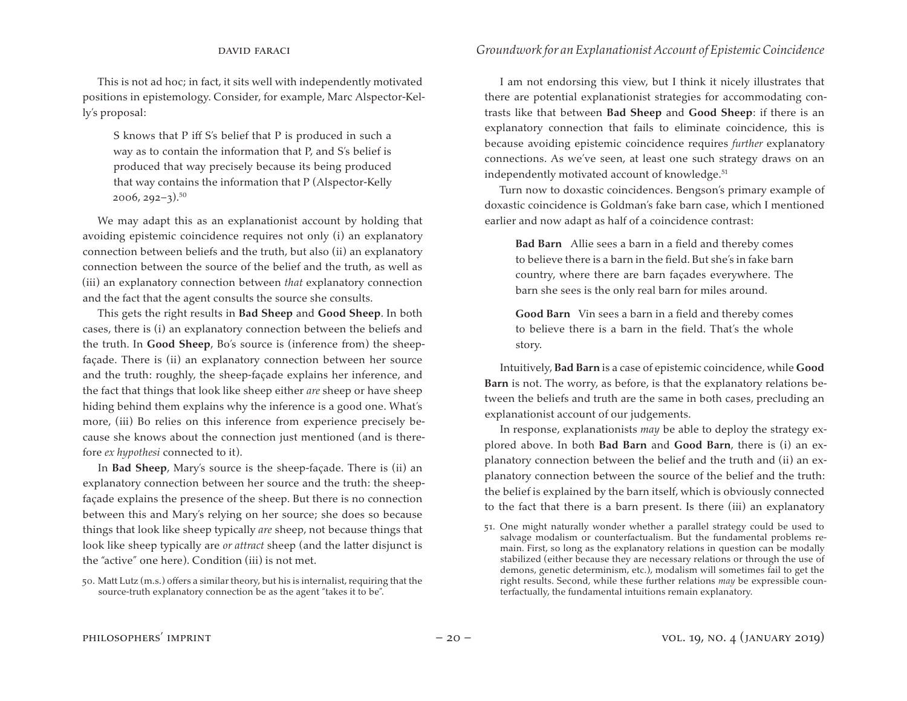This is not ad hoc; in fact, it sits well with independently motivated positions in epistemology. Consider, for example, Marc Alspector-Kelly's proposal:

> S knows that P iff S's belief that P is produced in such a way as to contain the information that P, and S's belief is produced that way precisely because its being produced that way contains the information that P (Alspector-Kelly 2006, 292–3).[50]

We may adapt this as an explanationist account by holding that avoiding epistemic coincidence requires not only (i) an explanatory connection between beliefs and the truth, but also (ii) an explanatory connection between the source of the belief and the truth, as well as (iii) an explanatory connection between *that* explanatory connection and the fact that the agent consults the source she consults.

This gets the right results in **Bad Sheep** and **Good Sheep**. In both cases, there is (i) an explanatory connection between the beliefs and the truth. In **Good Sheep**, Bo's source is (inference from) the sheep-façade. There is (ii) an explanatory connection between her source and the truth: roughly, the sheep-façade explains her inference, and the fact that things that look like sheep either *are* sheep or have sheep hiding behind them explains why the inference is a good one. What's more, (iii) Bo relies on this inference from experience precisely because she knows about the connection just mentioned (and is therefore *ex hypothesi* connected to it).

In **Bad Sheep**, Mary's source is the sheep-façade. There is (ii) an explanatory connection between her source and the truth: the sheep-façade explains the presence of the sheep. But there is no connection between this and Mary's relying on her source; she does so because things that look like sheep typically *are* sheep, not because things that look like sheep typically are *or attract* sheep (and the latter disjunct is the "active" one here). Condition (iii) is not met.

I am not endorsing this view, but I think it nicely illustrates that there are potential explanationist strategies for accommodating contrasts like that between **Bad Sheep** and **Good Sheep**: if there is an explanatory connection that fails to eliminate coincidence, this is because avoiding epistemic coincidence requires *further* explanatory connections. As we've seen, at least one such strategy draws on an independently motivated account of knowledge.[51]

Turn now to doxastic coincidences. Bengson's primary example of doxastic coincidence is Goldman's fake barn case, which I mentioned earlier and now adapt as half of a coincidence contrast:

> **Bad Barn** Allie sees a barn in a field and thereby comes to believe there is a barn in the field. But she's in fake barn country, where there are barn façades everywhere. The barn she sees is the only real barn for miles around.

> **Good Barn** Vin sees a barn in a field and thereby comes to believe there is a barn in the field. That's the whole story.

Intuitively, **Bad Barn** is a case of epistemic coincidence, while **Good Barn** is not. The worry, as before, is that the explanatory relations between the beliefs and truth are the same in both cases, precluding an explanationist account of our judgements.

In response, explanationists *may* be able to deploy the strategy explored above. In both **Bad Barn** and **Good Barn**, there is (i) an explanatory connection between the belief and the truth and (ii) an explanatory connection between the source of the belief and the truth: the belief is explained by the barn itself, which is obviously connected to the fact that there is a barn present. Is there (iii) an explanatory

50. Matt Lutz (m.s.) offers a similar theory, but his is internalist, requiring that the source-truth explanatory connection be as the agent "takes it to be".

51. One might naturally wonder whether a parallel strategy could be used to salvage modalism or counterfactualism. But the fundamental problems remain. First, so long as the explanatory relations in question can be modally stabilized (either because they are necessary relations or through the use of demons, genetic determinism, etc.), modalism will sometimes fail to get the right results. Second, while these further relations *may* be expressible counterfactually, the fundamental intuitions remain explanatory.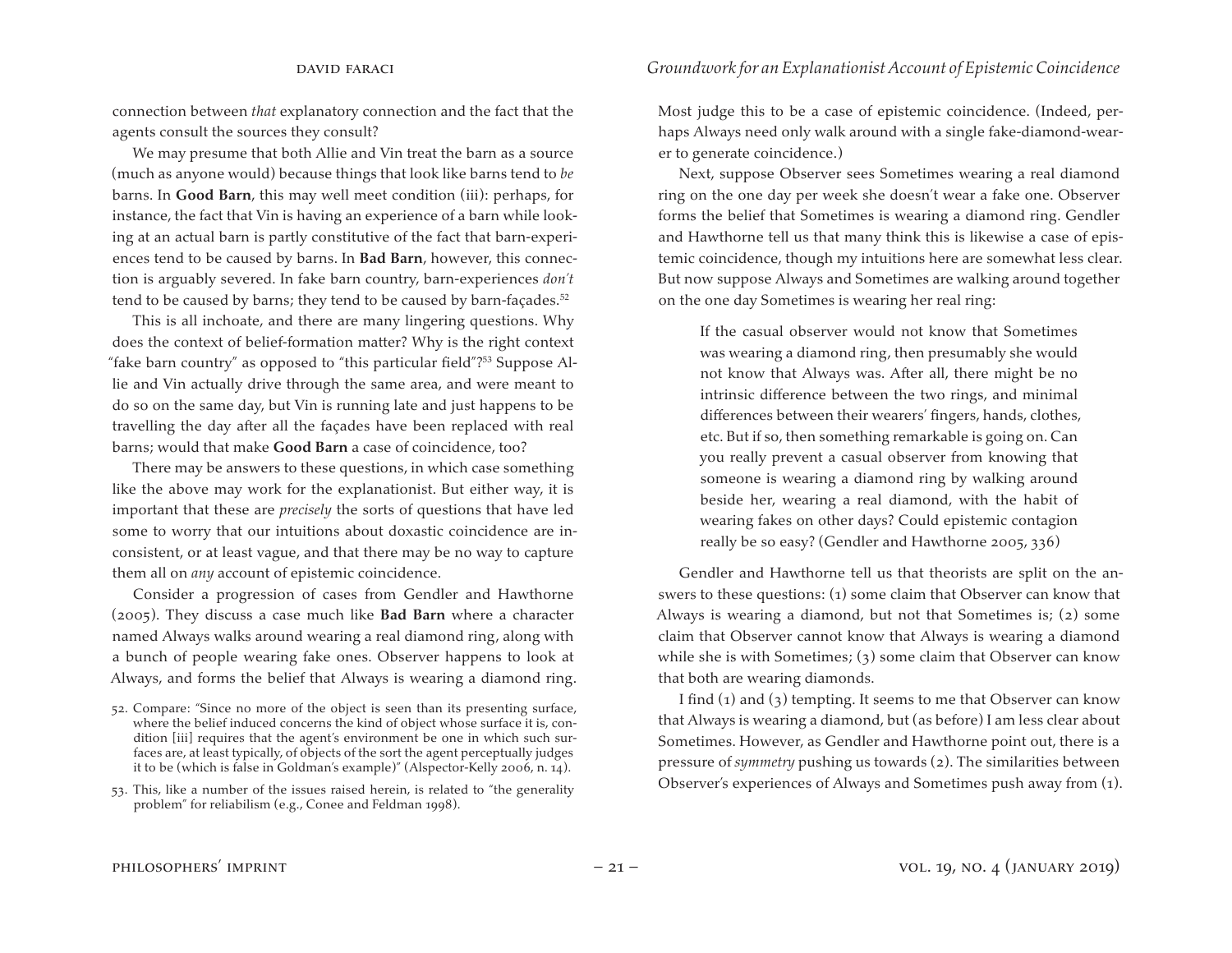connection between *that* explanatory connection and the fact that the agents consult the sources they consult?

We may presume that both Allie and Vin treat the barn as a source (much as anyone would) because things that look like barns tend to *be* barns. In **Good Barn**, this may well meet condition (iii): perhaps, for instance, the fact that Vin is having an experience of a barn while looking at an actual barn is partly constitutive of the fact that barn-experiences tend to be caused by barns. In **Bad Barn**, however, this connection is arguably severed. In fake barn country, barn-experiences *don't* tend to be caused by barns; they tend to be caused by barn-façades.[52]

This is all inchoate, and there are many lingering questions. Why does the context of belief-formation matter? Why is the right context "fake barn country" as opposed to "this particular field"?[53] Suppose Allie and Vin actually drive through the same area, and were meant to do so on the same day, but Vin is running late and just happens to be travelling the day after all the façades have been replaced with real barns; would that make **Good Barn** a case of coincidence, too?

There may be answers to these questions, in which case something like the above may work for the explanationist. But either way, it is important that these are *precisely* the sorts of questions that have led some to worry that our intuitions about doxastic coincidence are inconsistent, or at least vague, and that there may be no way to capture them all on *any* account of epistemic coincidence.

Consider a progression of cases from Gendler and Hawthorne (2005). They discuss a case much like **Bad Barn** where a character named Always walks around wearing a real diamond ring, along with a bunch of people wearing fake ones. Observer happens to look at Always, and forms the belief that Always is wearing a diamond ring. Most judge this to be a case of epistemic coincidence. (Indeed, perhaps Always need only walk around with a single fake-diamond-wearer to generate coincidence.)

Next, suppose Observer sees Sometimes wearing a real diamond ring on the one day per week she doesn't wear a fake one. Observer forms the belief that Sometimes is wearing a diamond ring. Gendler and Hawthorne tell us that many think this is likewise a case of epistemic coincidence, though my intuitions here are somewhat less clear. But now suppose Always and Sometimes are walking around together on the one day Sometimes is wearing her real ring:

> If the casual observer would not know that Sometimes was wearing a diamond ring, then presumably she would not know that Always was. After all, there might be no intrinsic difference between the two rings, and minimal differences between their wearers' fingers, hands, clothes, etc. But if so, then something remarkable is going on. Can you really prevent a casual observer from knowing that someone is wearing a diamond ring by walking around beside her, wearing a real diamond, with the habit of wearing fakes on other days? Could epistemic contagion really be so easy? (Gendler and Hawthorne 2005, 336)

Gendler and Hawthorne tell us that theorists are split on the answers to these questions: (1) some claim that Observer can know that Always is wearing a diamond, but not that Sometimes is; (2) some claim that Observer cannot know that Always is wearing a diamond while she is with Sometimes; (3) some claim that Observer can know that both are wearing diamonds.

I find (1) and (3) tempting. It seems to me that Observer can know that Always is wearing a diamond, but (as before) I am less clear about Sometimes. However, as Gendler and Hawthorne point out, there is a pressure of *symmetry* pushing us towards (2). The similarities between Observer's experiences of Always and Sometimes push away from (1).

52. Compare: "Since no more of the object is seen than its presenting surface, where the belief induced concerns the kind of object whose surface it is, condition [iii] requires that the agent's environment be one in which such surfaces are, at least typically, of objects of the sort the agent perceptually judges it to be (which is false in Goldman's example)" (Alspector-Kelly 2006, n. 14).

53. This, like a number of the issues raised herein, is related to "the generality problem" for reliabilism (e.g., Conee and Feldman 1998).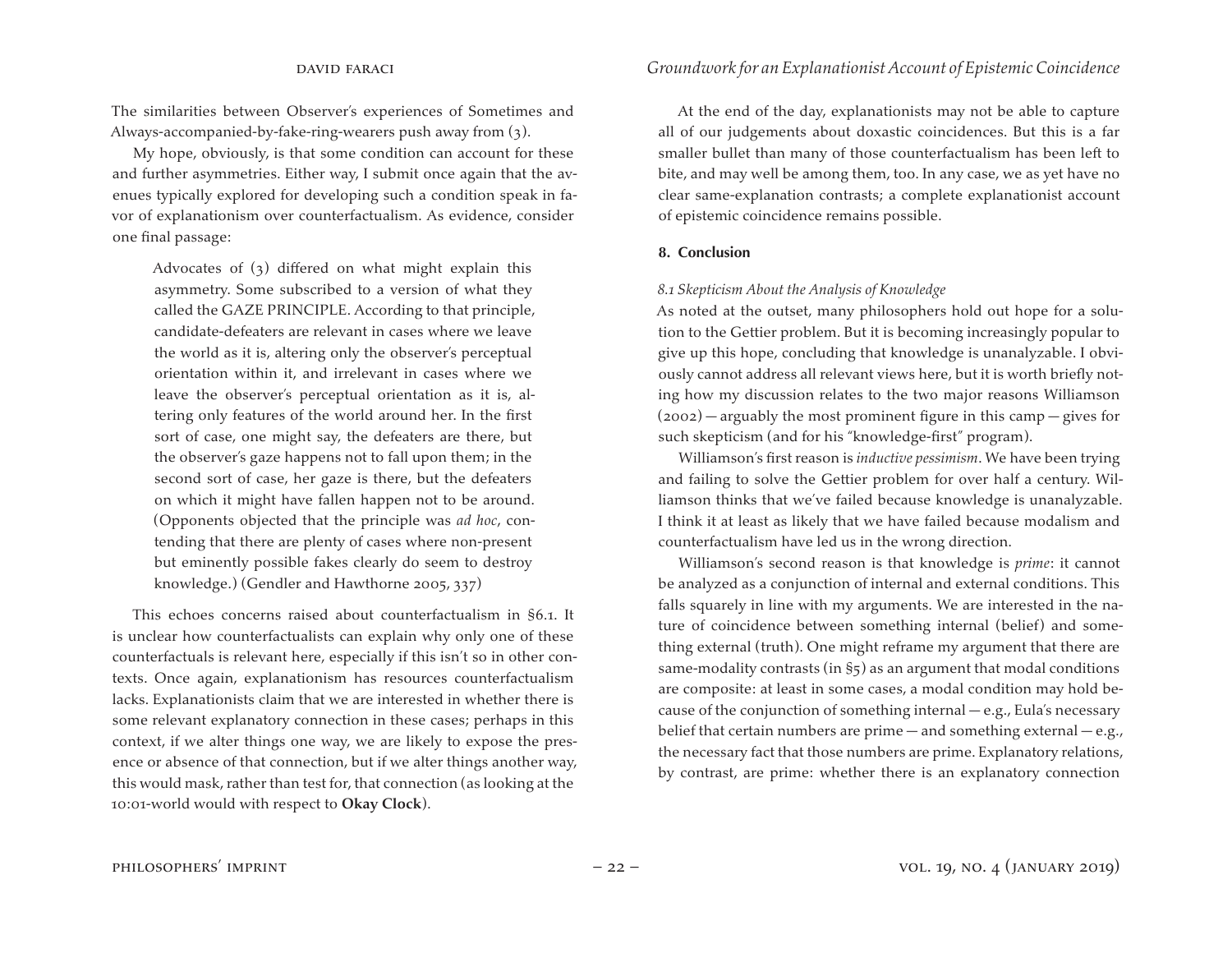The similarities between Observer's experiences of Sometimes and Always-accompanied-by-fake-ring-wearers push away from (3).

My hope, obviously, is that some condition can account for these and further asymmetries. Either way, I submit once again that the avenues typically explored for developing such a condition speak in favor of explanationism over counterfactualism. As evidence, consider one final passage:

> Advocates of (3) differed on what might explain this asymmetry. Some subscribed to a version of what they called the GAZE PRINCIPLE. According to that principle, candidate-defeaters are relevant in cases where we leave the world as it is, altering only the observer's perceptual orientation within it, and irrelevant in cases where we leave the observer's perceptual orientation as it is, altering only features of the world around her. In the first sort of case, one might say, the defeaters are there, but the observer's gaze happens not to fall upon them; in the second sort of case, her gaze is there, but the defeaters on which it might have fallen happen not to be around. (Opponents objected that the principle was *ad hoc*, contending that there are plenty of cases where non-present but eminently possible fakes clearly do seem to destroy knowledge.) (Gendler and Hawthorne 2005, 337)

This echoes concerns raised about counterfactualism in §6.1. It is unclear how counterfactualists can explain why only one of these counterfactuals is relevant here, especially if this isn't so in other contexts. Once again, explanationism has resources counterfactualism lacks. Explanationists claim that we are interested in whether there is some relevant explanatory connection in these cases; perhaps in this context, if we alter things one way, we are likely to expose the presence or absence of that connection, but if we alter things another way, this would mask, rather than test for, that connection (as looking at the 10:01-world would with respect to **Okay Clock**).

At the end of the day, explanationists may not be able to capture all of our judgements about doxastic coincidences. But this is a far smaller bullet than many of those counterfactualism has been left to bite, and may well be among them, too. In any case, we as yet have no clear same-explanation contrasts; a complete explanationist account of epistemic coincidence remains possible.

## 8. Conclusion

### *8.1 Skepticism About the Analysis of Knowledge*

As noted at the outset, many philosophers hold out hope for a solution to the Gettier problem. But it is becoming increasingly popular to give up this hope, concluding that knowledge is unanalyzable. I obviously cannot address all relevant views here, but it is worth briefly noting how my discussion relates to the two major reasons Williamson (2002) — arguably the most prominent figure in this camp — gives for such skepticism (and for his "knowledge-first" program).

Williamson's first reason is *inductive pessimism*. We have been trying and failing to solve the Gettier problem for over half a century. Williamson thinks that we've failed because knowledge is unanalyzable. I think it at least as likely that we have failed because modalism and counterfactualism have led us in the wrong direction.

Williamson's second reason is that knowledge is *prime*: it cannot be analyzed as a conjunction of internal and external conditions. This falls squarely in line with my arguments. We are interested in the nature of coincidence between something internal (belief) and something external (truth). One might reframe my argument that there are same-modality contrasts (in §5) as an argument that modal conditions are composite: at least in some cases, a modal condition may hold because of the conjunction of something internal — e.g., Eula's necessary belief that certain numbers are prime — and something external — e.g., the necessary fact that those numbers are prime. Explanatory relations, by contrast, are prime: whether there is an explanatory connection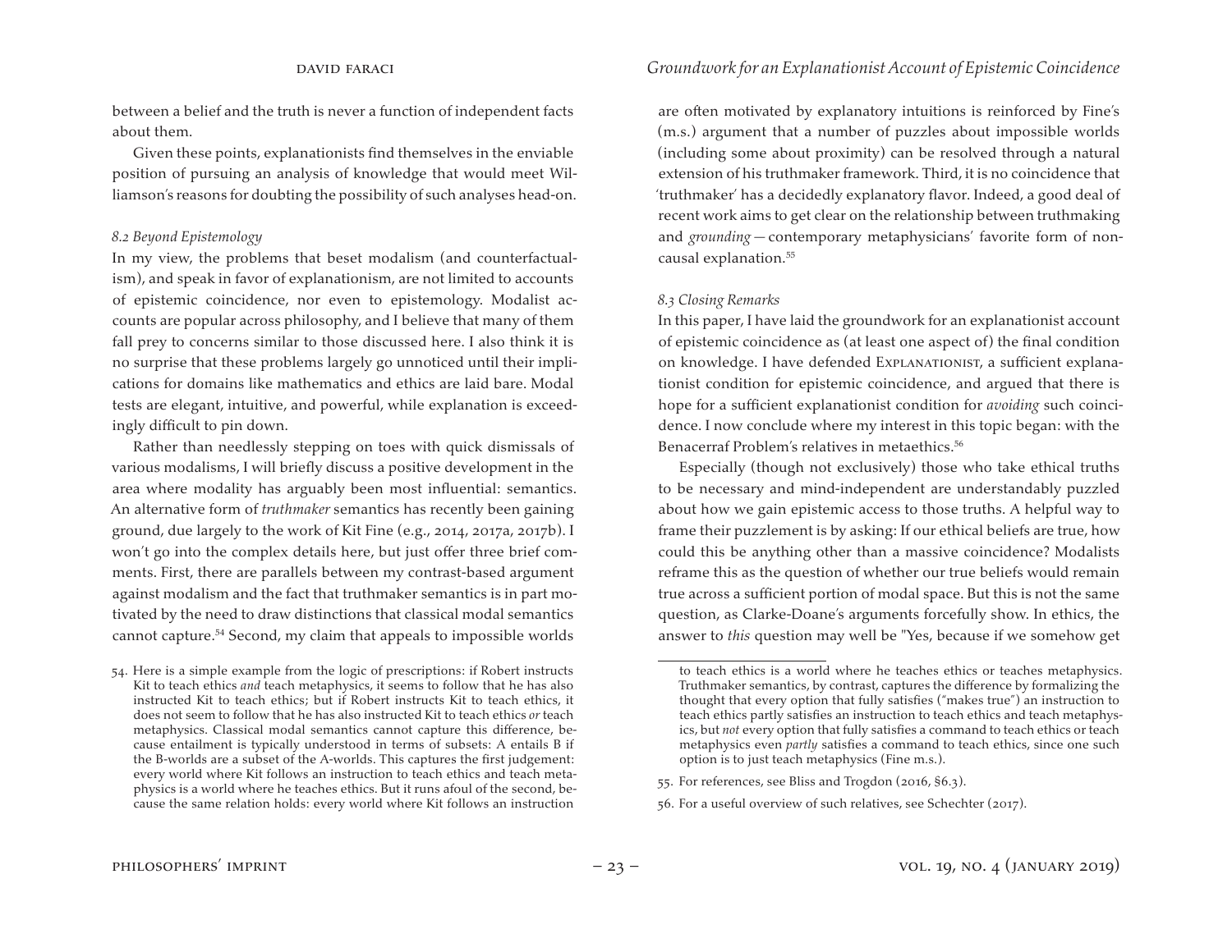between a belief and the truth is never a function of independent facts about them.

Given these points, explanationists find themselves in the enviable position of pursuing an analysis of knowledge that would meet Williamson's reasons for doubting the possibility of such analyses head-on.

### *8.2 Beyond Epistemology*

In my view, the problems that beset modalism (and counterfactualism), and speak in favor of explanationism, are not limited to accounts of epistemic coincidence, nor even to epistemology. Modalist accounts are popular across philosophy, and I believe that many of them fall prey to concerns similar to those discussed here. I also think it is no surprise that these problems largely go unnoticed until their implications for domains like mathematics and ethics are laid bare. Modal tests are elegant, intuitive, and powerful, while explanation is exceedingly difficult to pin down.

Rather than needlessly stepping on toes with quick dismissals of various modalisms, I will briefly discuss a positive development in the area where modality has arguably been most influential: semantics. An alternative form of *truthmaker* semantics has recently been gaining ground, due largely to the work of Kit Fine (e.g., 2014, 2017a, 2017b). I won't go into the complex details here, but just offer three brief comments. First, there are parallels between my contrast-based argument against modalism and the fact that truthmaker semantics is in part motivated by the need to draw distinctions that classical modal semantics cannot capture.[54] Second, my claim that appeals to impossible worlds are often motivated by explanatory intuitions is reinforced by Fine's (m.s.) argument that a number of puzzles about impossible worlds (including some about proximity) can be resolved through a natural extension of his truthmaker framework. Third, it is no coincidence that 'truthmaker' has a decidedly explanatory flavor. Indeed, a good deal of recent work aims to get clear on the relationship between truthmaking and *grounding* — contemporary metaphysicians' favorite form of non-causal explanation.[55]

### *8.3 Closing Remarks*

In this paper, I have laid the groundwork for an explanationist account of epistemic coincidence as (at least one aspect of) the final condition on knowledge. I have defended Explanationist, a sufficient explanationist condition for epistemic coincidence, and argued that there is hope for a sufficient explanationist condition for *avoiding* such coincidence. I now conclude where my interest in this topic began: with the Benacerraf Problem's relatives in metaethics.[56]

Especially (though not exclusively) those who take ethical truths to be necessary and mind-independent are understandably puzzled about how we gain epistemic access to those truths. A helpful way to frame their puzzlement is by asking: If our ethical beliefs are true, how could this be anything other than a massive coincidence? Modalists reframe this as the question of whether our true beliefs would remain true across a sufficient portion of modal space. But this is not the same question, as Clarke-Doane's arguments forcefully show. In ethics, the answer to *this* question may well be "Yes, because if we somehow get

---

54. Here is a simple example from the logic of prescriptions: if Robert instructs Kit to teach ethics *and* teach metaphysics, it seems to follow that he has also instructed Kit to teach ethics; but if Robert instructs Kit to teach ethics, it does not seem to follow that he has also instructed Kit to teach ethics *or* teach metaphysics. Classical modal semantics cannot capture this difference, because entailment is typically understood in terms of subsets: A entails B if the B-worlds are a subset of the A-worlds. This captures the first judgement: every world where Kit follows an instruction to teach ethics and teach metaphysics is a world where he teaches ethics. But it runs afoul of the second, because the same relation holds: every world where Kit follows an instruction to teach ethics is a world where he teaches ethics or teaches metaphysics. Truthmaker semantics, by contrast, captures the difference by formalizing the thought that every option that fully satisfies ("makes true") an instruction to teach ethics partly satisfies an instruction to teach ethics and teach metaphysics, but *not* every option that fully satisfies a command to teach ethics or teach metaphysics even *partly* satisfies a command to teach ethics, since one such option is to just teach metaphysics (Fine m.s.).

55. For references, see Bliss and Trogdon (2016, §6.3).

56. For a useful overview of such relatives, see Schechter (2017).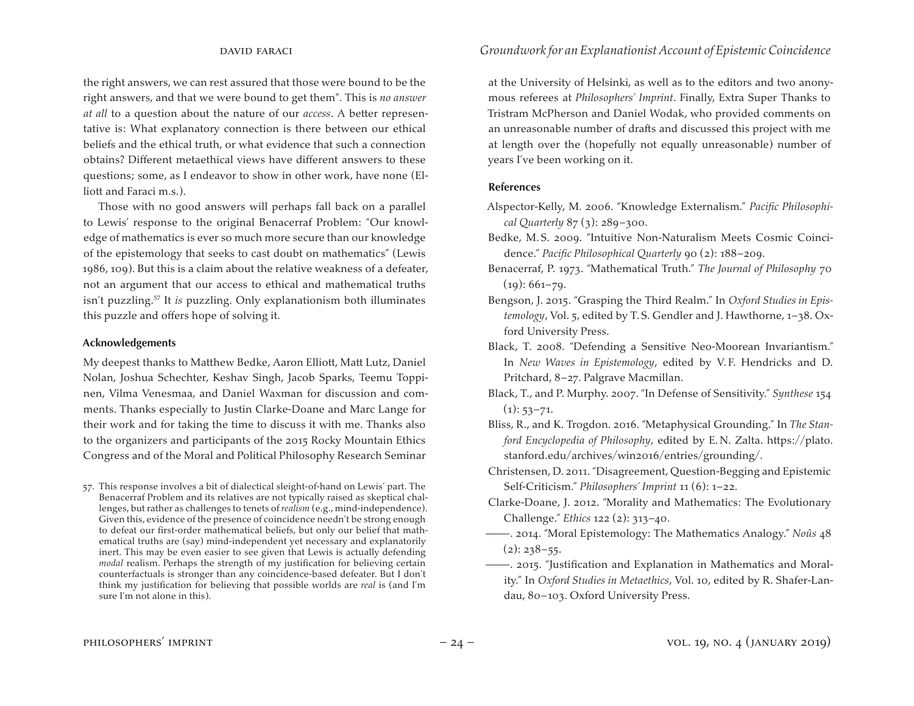the right answers, we can rest assured that those were bound to be the right answers, and that we were bound to get them". This is *no answer at all* to a question about the nature of our *access*. A better representative is: What explanatory connection is there between our ethical beliefs and the ethical truth, or what evidence that such a connection obtains? Different metaethical views have different answers to these questions; some, as I endeavor to show in other work, have none (Elliott and Faraci m.s.).

Those with no good answers will perhaps fall back on a parallel to Lewis' response to the original Benacerraf Problem: "Our knowledge of mathematics is ever so much more secure than our knowledge of the epistemology that seeks to cast doubt on mathematics" (Lewis 1986, 109). But this is a claim about the relative weakness of a defeater, not an argument that our access to ethical and mathematical truths isn't puzzling.[57] It *is* puzzling. Only explanationism both illuminates this puzzle and offers hope of solving it.

### Acknowledgements

My deepest thanks to Matthew Bedke, Aaron Elliott, Matt Lutz, Daniel Nolan, Joshua Schechter, Keshav Singh, Jacob Sparks, Teemu Toppinen, Vilma Venesmaa, and Daniel Waxman for discussion and comments. Thanks especially to Justin Clarke-Doane and Marc Lange for their work and for taking the time to discuss it with me. Thanks also to the organizers and participants of the 2015 Rocky Mountain Ethics Congress and of the Moral and Political Philosophy Research Seminar at the University of Helsinki, as well as to the editors and two anonymous referees at *Philosophers' Imprint*. Finally, Extra Super Thanks to Tristram McPherson and Daniel Wodak, who provided comments on an unreasonable number of drafts and discussed this project with me at length over the (hopefully not equally unreasonable) number of years I've been working on it.

57. This response involves a bit of dialectical sleight-of-hand on Lewis' part. The Benacerraf Problem and its relatives are not typically raised as skeptical challenges, but rather as challenges to tenets of *realism* (e.g., mind-independence). Given this, evidence of the presence of coincidence needn't be strong enough to defeat our first-order mathematical beliefs, but only our belief that mathematical truths are (say) mind-independent yet necessary and explanatorily inert. This may be even easier to see given that Lewis is actually defending *modal* realism. Perhaps the strength of my justification for believing certain counterfactuals is stronger than any coincidence-based defeater. But I don't think my justification for believing that possible worlds are *real* is (and I'm sure I'm not alone in this).

### References

Alspector-Kelly, M. 2006. "Knowledge Externalism." *Pacific Philosophical Quarterly* 87 (3): 289–300.

Bedke, M.S. 2009. "Intuitive Non-Naturalism Meets Cosmic Coincidence." *Pacific Philosophical Quarterly* 90 (2): 188–209.

Benacerraf, P. 1973. "Mathematical Truth." *The Journal of Philosophy* 70 (19): 661–79.

Bengson, J. 2015. "Grasping the Third Realm." In *Oxford Studies in Epistemology*, Vol. 5, edited by T.S. Gendler and J. Hawthorne, 1–38. Oxford University Press.

Black, T. 2008. "Defending a Sensitive Neo-Moorean Invariantism." In *New Waves in Epistemology*, edited by V.F. Hendricks and D. Pritchard, 8–27. Palgrave Macmillan.

Black, T., and P. Murphy. 2007. "In Defense of Sensitivity." *Synthese* 154 (1): 53–71.

Bliss, R., and K. Trogdon. 2016. "Metaphysical Grounding." In *The Stanford Encyclopedia of Philosophy*, edited by E.N. Zalta. https://plato.stanford.edu/archives/win2016/entries/grounding/.

Christensen, D. 2011. "Disagreement, Question-Begging and Epistemic Self-Criticism." *Philosophers' Imprint* 11 (6): 1–22.

Clarke-Doane, J. 2012. "Morality and Mathematics: The Evolutionary Challenge." *Ethics* 122 (2): 313–40.

———. 2014. "Moral Epistemology: The Mathematics Analogy." *Noûs* 48 (2): 238–55.

———. 2015. "Justification and Explanation in Mathematics and Morality." In *Oxford Studies in Metaethics*, Vol. 10, edited by R. Shafer-Landau, 80–103. Oxford University Press.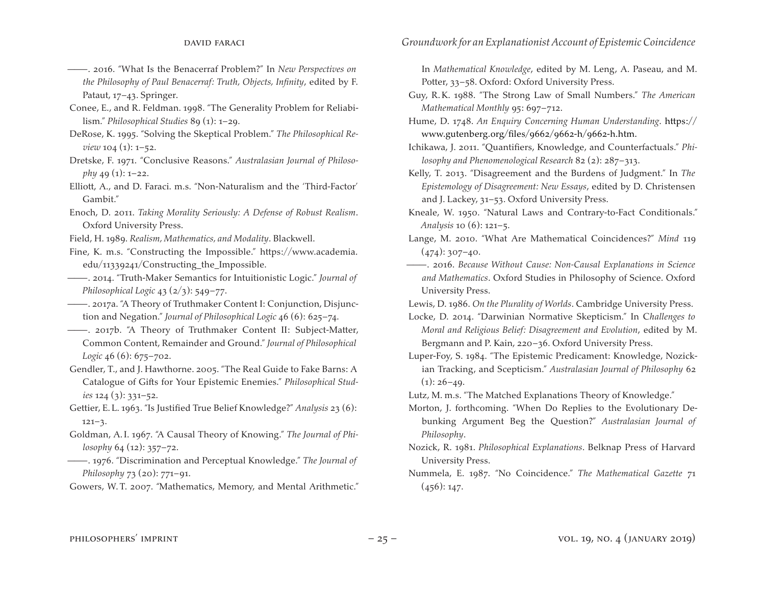——. 2016. "What Is the Benacerraf Problem?" In *New Perspectives on the Philosophy of Paul Benacerraf: Truth, Objects, Infinity*, edited by F. Pataut, 17–43. Springer.

Conee, E., and R. Feldman. 1998. "The Generality Problem for Reliabilism." *Philosophical Studies* 89 (1): 1–29.

DeRose, K. 1995. "Solving the Skeptical Problem." *The Philosophical Review* 104 (1): 1–52.

Dretske, F. 1971. "Conclusive Reasons." *Australasian Journal of Philosophy* 49 (1): 1–22.

Elliott, A., and D. Faraci. m.s. "Non-Naturalism and the 'Third-Factor' Gambit."

Enoch, D. 2011. *Taking Morality Seriously: A Defense of Robust Realism*. Oxford University Press.

Field, H. 1989. *Realism, Mathematics, and Modality*. Blackwell.

Fine, K. m.s. "Constructing the Impossible." https://www.academia.edu/11339241/Constructing_the_Impossible.

——. 2014. "Truth-Maker Semantics for Intuitionistic Logic." *Journal of Philosophical Logic* 43 (2/3): 549–77.

——. 2017a. "A Theory of Truthmaker Content I: Conjunction, Disjunction and Negation." *Journal of Philosophical Logic* 46 (6): 625–74.

——. 2017b. "A Theory of Truthmaker Content II: Subject-Matter, Common Content, Remainder and Ground." *Journal of Philosophical Logic* 46 (6): 675–702.

Gendler, T., and J. Hawthorne. 2005. "The Real Guide to Fake Barns: A Catalogue of Gifts for Your Epistemic Enemies." *Philosophical Studies* 124 (3): 331–52.

Gettier, E. L. 1963. "Is Justified True Belief Knowledge?" *Analysis* 23 (6): 121–3.

Goldman, A. I. 1967. "A Causal Theory of Knowing." *The Journal of Philosophy* 64 (12): 357–72.

——. 1976. "Discrimination and Perceptual Knowledge." *The Journal of Philosophy* 73 (20): 771–91.

Gowers, W. T. 2007. "Mathematics, Memory, and Mental Arithmetic." In *Mathematical Knowledge*, edited by M. Leng, A. Paseau, and M. Potter, 33–58. Oxford: Oxford University Press.

Guy, R. K. 1988. "The Strong Law of Small Numbers." *The American Mathematical Monthly* 95: 697–712.

Hume, D. 1748. *An Enquiry Concerning Human Understanding*. https://www.gutenberg.org/files/9662/9662-h/9662-h.htm.

Ichikawa, J. 2011. "Quantifiers, Knowledge, and Counterfactuals." *Philosophy and Phenomenological Research* 82 (2): 287–313.

Kelly, T. 2013. "Disagreement and the Burdens of Judgment." In *The Epistemology of Disagreement: New Essays*, edited by D. Christensen and J. Lackey, 31–53. Oxford University Press.

Kneale, W. 1950. "Natural Laws and Contrary-to-Fact Conditionals." *Analysis* 10 (6): 121–5.

Lange, M. 2010. "What Are Mathematical Coincidences?" *Mind* 119 (474): 307–40.

——. 2016. *Because Without Cause: Non-Causal Explanations in Science and Mathematics*. Oxford Studies in Philosophy of Science. Oxford University Press.

Lewis, D. 1986. *On the Plurality of Worlds*. Cambridge University Press.

Locke, D. 2014. "Darwinian Normative Skepticism." In C*hallenges to Moral and Religious Belief: Disagreement and Evolution*, edited by M. Bergmann and P. Kain, 220–36. Oxford University Press.

Luper-Foy, S. 1984. "The Epistemic Predicament: Knowledge, Nozickian Tracking, and Scepticism." *Australasian Journal of Philosophy* 62 (1): 26–49.

Lutz, M. m.s. "The Matched Explanations Theory of Knowledge."

Morton, J. forthcoming. "When Do Replies to the Evolutionary Debunking Argument Beg the Question?" *Australasian Journal of Philosophy*.

Nozick, R. 1981. *Philosophical Explanations*. Belknap Press of Harvard University Press.

Nummela, E. 1987. "No Coincidence." *The Mathematical Gazette* 71 (456): 147.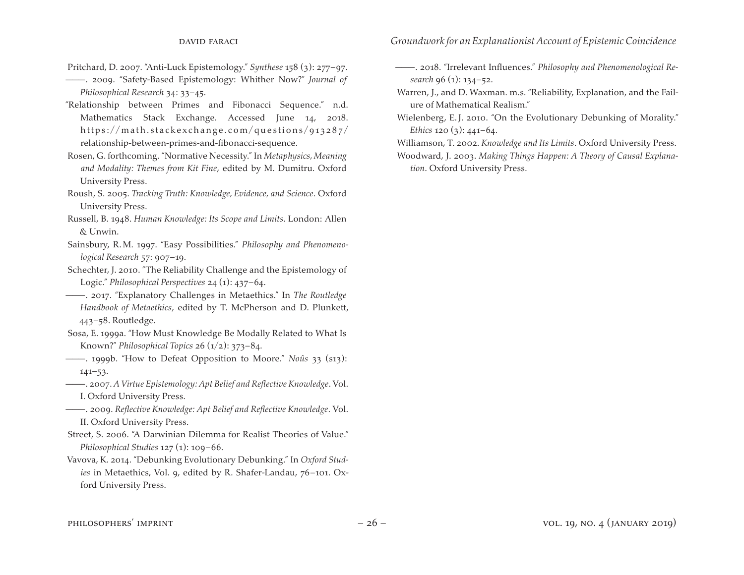Pritchard, D. 2007. "Anti-Luck Epistemology." *Synthese* 158 (3): 277–97.

——. 2009. "Safety-Based Epistemology: Whither Now?" *Journal of Philosophical Research* 34: 33–45.

"Relationship between Primes and Fibonacci Sequence." n.d. Mathematics Stack Exchange. Accessed June 14, 2018. https://math.stackexchange.com/questions/913287/relationship-between-primes-and-fibonacci-sequence.

Rosen, G. forthcoming. "Normative Necessity." In *Metaphysics, Meaning and Modality: Themes from Kit Fine*, edited by M. Dumitru. Oxford University Press.

Roush, S. 2005. *Tracking Truth: Knowledge, Evidence, and Science*. Oxford University Press.

Russell, B. 1948. *Human Knowledge: Its Scope and Limits*. London: Allen & Unwin.

Sainsbury, R. M. 1997. "Easy Possibilities." *Philosophy and Phenomenological Research* 57: 907–19.

Schechter, J. 2010. "The Reliability Challenge and the Epistemology of Logic." *Philosophical Perspectives* 24 (1): 437–64.

——. 2017. "Explanatory Challenges in Metaethics." In *The Routledge Handbook of Metaethics*, edited by T. McPherson and D. Plunkett, 443–58. Routledge.

Sosa, E. 1999a. "How Must Knowledge Be Modally Related to What Is Known?" *Philosophical Topics* 26 (1/2): 373–84.

——. 1999b. "How to Defeat Opposition to Moore." *Noûs* 33 (s13): 141–53.

——. 2007. *A Virtue Epistemology: Apt Belief and Reflective Knowledge*. Vol. I. Oxford University Press.

——. 2009. *Reflective Knowledge: Apt Belief and Reflective Knowledge*. Vol. II. Oxford University Press.

Street, S. 2006. "A Darwinian Dilemma for Realist Theories of Value." *Philosophical Studies* 127 (1): 109–66.

Vavova, K. 2014. "Debunking Evolutionary Debunking." In *Oxford Studies* in Metaethics, Vol. 9, edited by R. Shafer-Landau, 76–101. Oxford University Press.

——. 2018. "Irrelevant Influences." *Philosophy and Phenomenological Research* 96 (1): 134–52.

Warren, J., and D. Waxman. m.s. "Reliability, Explanation, and the Failure of Mathematical Realism."

Wielenberg, E. J. 2010. "On the Evolutionary Debunking of Morality." *Ethics* 120 (3): 441–64.

Williamson, T. 2002. *Knowledge and Its Limits*. Oxford University Press.

Woodward, J. 2003. *Making Things Happen: A Theory of Causal Explanation*. Oxford University Press.